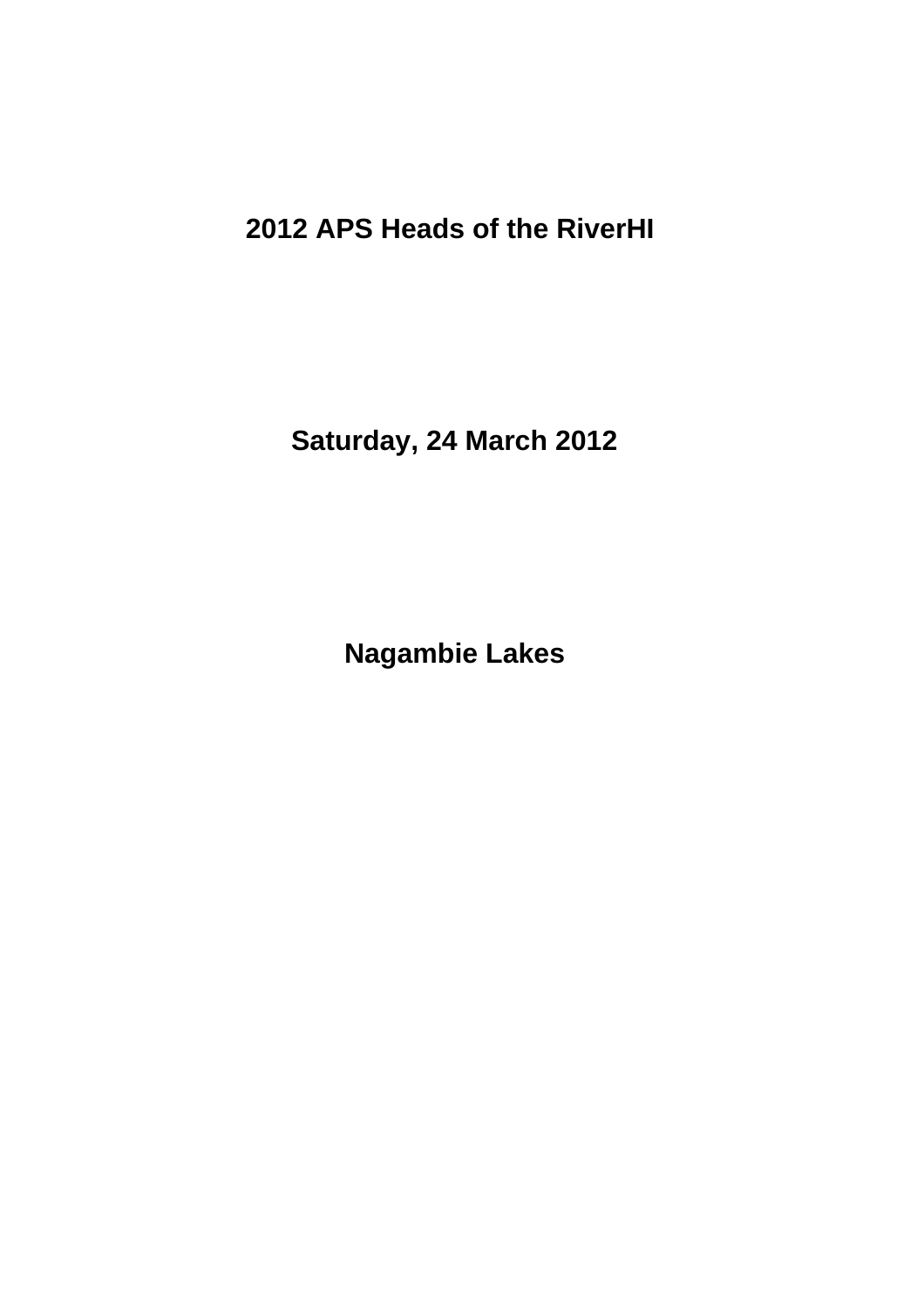# 2012 APS Heads of the RiverHI

# Saturday, 24 March 2012

# Nagambie Lakes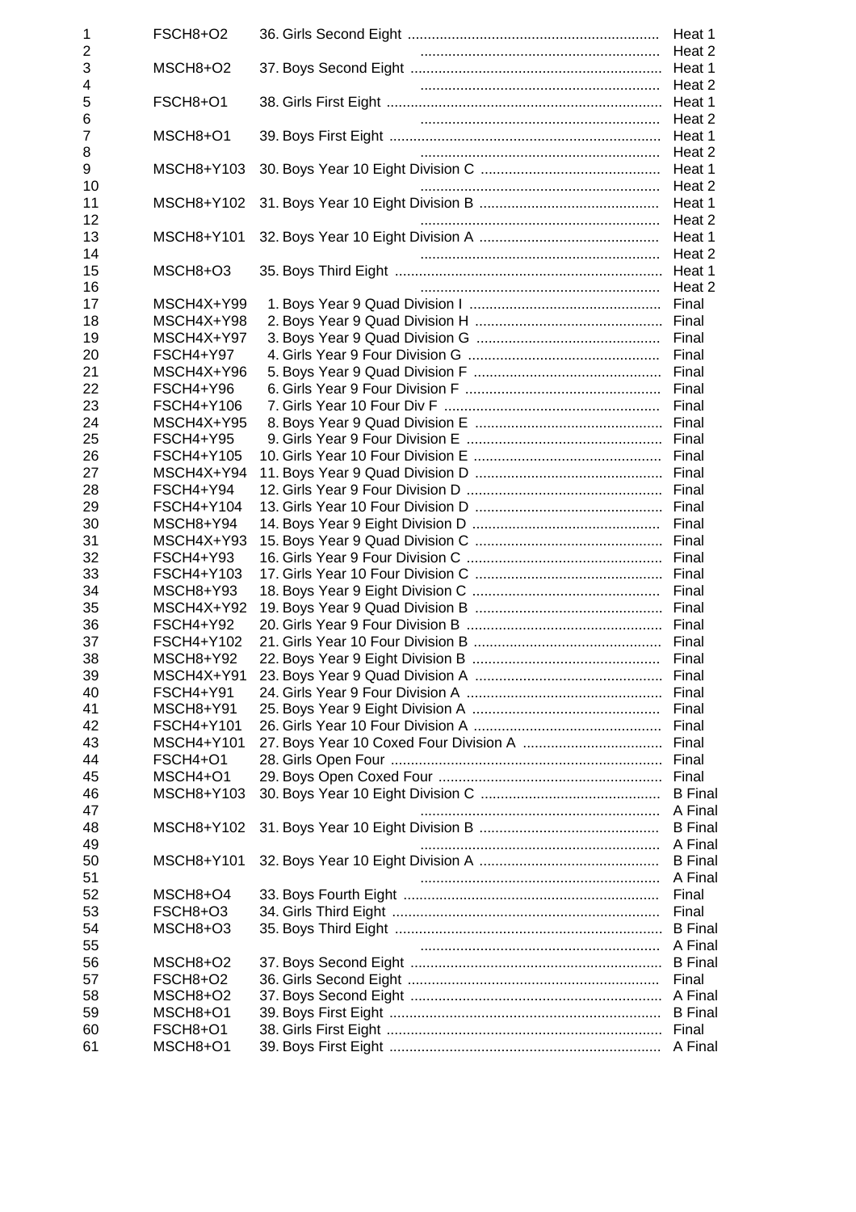| | | | |
|---|---|---|---|
| 1 | FSCH8+O2 | 36. Girls Second Eight | Heat 1 |
| 2 | | | Heat 2 |
| 3 | MSCH8+O2 | 37. Boys Second Eight | Heat 1 |
| 4 | | | Heat 2 |
| 5 | FSCH8+O1 | 38. Girls First Eight | Heat 1 |
| 6 | | | Heat 2 |
| 7 | MSCH8+O1 | 39. Boys First Eight | Heat 1 |
| 8 | | | Heat 2 |
| 9 | MSCH8+Y103 | 30. Boys Year 10 Eight Division C | Heat 1 |
| 10 | | | Heat 2 |
| 11 | MSCH8+Y102 | 31. Boys Year 10 Eight Division B | Heat 1 |
| 12 | | | Heat 2 |
| 13 | MSCH8+Y101 | 32. Boys Year 10 Eight Division A | Heat 1 |
| 14 | | | Heat 2 |
| 15 | MSCH8+O3 | 35. Boys Third Eight | Heat 1 |
| 16 | | | Heat 2 |
| 17 | MSCH4X+Y99 | 1. Boys Year 9 Quad Division I | Final |
| 18 | MSCH4X+Y98 | 2. Boys Year 9 Quad Division H | Final |
| 19 | MSCH4X+Y97 | 3. Boys Year 9 Quad Division G | Final |
| 20 | FSCH4+Y97 | 4. Girls Year 9 Four Division G | Final |
| 21 | MSCH4X+Y96 | 5. Boys Year 9 Quad Division F | Final |
| 22 | FSCH4+Y96 | 6. Girls Year 9 Four Division F | Final |
| 23 | FSCH4+Y106 | 7. Girls Year 10 Four Div F | Final |
| 24 | MSCH4X+Y95 | 8. Boys Year 9 Quad Division E | Final |
| 25 | FSCH4+Y95 | 9. Girls Year 9 Four Division E | Final |
| 26 | FSCH4+Y105 | 10. Girls Year 10 Four Division E | Final |
| 27 | MSCH4X+Y94 | 11. Boys Year 9 Quad Division D | Final |
| 28 | FSCH4+Y94 | 12. Girls Year 9 Four Division D | Final |
| 29 | FSCH4+Y104 | 13. Girls Year 10 Four Division D | Final |
| 30 | MSCH8+Y94 | 14. Boys Year 9 Eight Division D | Final |
| 31 | MSCH4X+Y93 | 15. Boys Year 9 Quad Division C | Final |
| 32 | FSCH4+Y93 | 16. Girls Year 9 Four Division C | Final |
| 33 | FSCH4+Y103 | 17. Girls Year 10 Four Division C | Final |
| 34 | MSCH8+Y93 | 18. Boys Year 9 Eight Division C | Final |
| 35 | MSCH4X+Y92 | 19. Boys Year 9 Quad Division B | Final |
| 36 | FSCH4+Y92 | 20. Girls Year 9 Four Division B | Final |
| 37 | FSCH4+Y102 | 21. Girls Year 10 Four Division B | Final |
| 38 | MSCH8+Y92 | 22. Boys Year 9 Eight Division B | Final |
| 39 | MSCH4X+Y91 | 23. Boys Year 9 Quad Division A | Final |
| 40 | FSCH4+Y91 | 24. Girls Year 9 Four Division A | Final |
| 41 | MSCH8+Y91 | 25. Boys Year 9 Eight Division A | Final |
| 42 | FSCH4+Y101 | 26. Girls Year 10 Four Division A | Final |
| 43 | MSCH4+Y101 | 27. Boys Year 10 Coxed Four Division A | Final |
| 44 | FSCH4+O1 | 28. Girls Open Four | Final |
| 45 | MSCH4+O1 | 29. Boys Open Coxed Four | Final |
| 46 | MSCH8+Y103 | 30. Boys Year 10 Eight Division C | B Final |
| 47 | | | A Final |
| 48 | MSCH8+Y102 | 31. Boys Year 10 Eight Division B | B Final |
| 49 | | | A Final |
| 50 | MSCH8+Y101 | 32. Boys Year 10 Eight Division A | B Final |
| 51 | | | A Final |
| 52 | MSCH8+O4 | 33. Boys Fourth Eight | Final |
| 53 | FSCH8+O3 | 34. Girls Third Eight | Final |
| 54 | MSCH8+O3 | 35. Boys Third Eight | B Final |
| 55 | | | A Final |
| 56 | MSCH8+O2 | 37. Boys Second Eight | B Final |
| 57 | FSCH8+O2 | 36. Girls Second Eight | Final |
| 58 | MSCH8+O2 | 37. Boys Second Eight | A Final |
| 59 | MSCH8+O1 | 39. Boys First Eight | B Final |
| 60 | FSCH8+O1 | 38. Girls First Eight | Final |
| 61 | MSCH8+O1 | 39. Boys First Eight | A Final |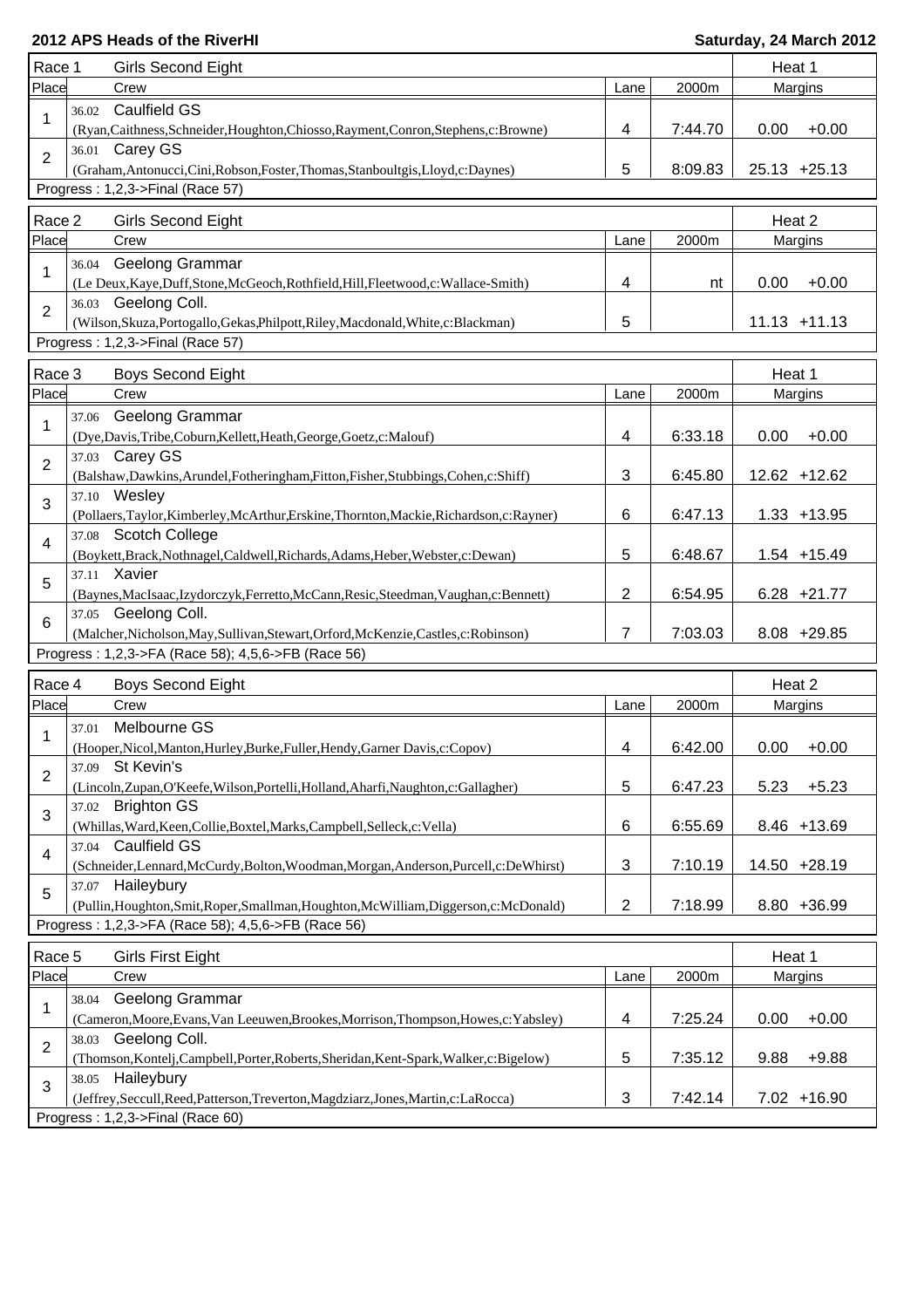**2012 APS Heads of the RiverHI** — **Saturday, 24 March 2012**

## Race 1 — Girls Second Eight — Heat 1

| Place | Crew | Lane | 2000m | Margins | |
|---|---|---|---|---|---|
| 1 | 36.02 Caulfield GS (Ryan,Caithness,Schneider,Houghton,Chiosso,Rayment,Conron,Stephens,c:Browne) | 4 | 7:44.70 | 0.00 | +0.00 |
| 2 | 36.01 Carey GS (Graham,Antonucci,Cini,Robson,Foster,Thomas,Stanboultgis,Lloyd,c:Daynes) | 5 | 8:09.83 | 25.13 | +25.13 |

Progress : 1,2,3->Final (Race 57)

## Race 2 — Girls Second Eight — Heat 2

| Place | Crew | Lane | 2000m | Margins | |
|---|---|---|---|---|---|
| 1 | 36.04 Geelong Grammar (Le Deux,Kaye,Duff,Stone,McGeoch,Rothfield,Hill,Fleetwood,c:Wallace-Smith) | 4 | nt | 0.00 | +0.00 |
| 2 | 36.03 Geelong Coll. (Wilson,Skuza,Portogallo,Gekas,Philpott,Riley,Macdonald,White,c:Blackman) | 5 | | 11.13 | +11.13 |

Progress : 1,2,3->Final (Race 57)

## Race 3 — Boys Second Eight — Heat 1

| Place | Crew | Lane | 2000m | Margins | |
|---|---|---|---|---|---|
| 1 | 37.06 Geelong Grammar (Dye,Davis,Tribe,Coburn,Kellett,Heath,George,Goetz,c:Malouf) | 4 | 6:33.18 | 0.00 | +0.00 |
| 2 | 37.03 Carey GS (Balshaw,Dawkins,Arundel,Fotheringham,Fitton,Fisher,Stubbings,Cohen,c:Shiff) | 3 | 6:45.80 | 12.62 | +12.62 |
| 3 | 37.10 Wesley (Pollaers,Taylor,Kimberley,McArthur,Erskine,Thornton,Mackie,Richardson,c:Rayner) | 6 | 6:47.13 | 1.33 | +13.95 |
| 4 | 37.08 Scotch College (Boykett,Brack,Nothnagel,Caldwell,Richards,Adams,Heber,Webster,c:Dewan) | 5 | 6:48.67 | 1.54 | +15.49 |
| 5 | 37.11 Xavier (Baynes,MacIsaac,Izydorczyk,Ferretto,McCann,Resic,Steedman,Vaughan,c:Bennett) | 2 | 6:54.95 | 6.28 | +21.77 |
| 6 | 37.05 Geelong Coll. (Malcher,Nicholson,May,Sullivan,Stewart,Orford,McKenzie,Castles,c:Robinson) | 7 | 7:03.03 | 8.08 | +29.85 |

Progress : 1,2,3->FA (Race 58); 4,5,6->FB (Race 56)

## Race 4 — Boys Second Eight — Heat 2

| Place | Crew | Lane | 2000m | Margins | |
|---|---|---|---|---|---|
| 1 | 37.01 Melbourne GS (Hooper,Nicol,Manton,Hurley,Burke,Fuller,Hendy,Garner Davis,c:Copov) | 4 | 6:42.00 | 0.00 | +0.00 |
| 2 | 37.09 St Kevin's (Lincoln,Zupan,O'Keefe,Wilson,Portelli,Holland,Aharfi,Naughton,c:Gallagher) | 5 | 6:47.23 | 5.23 | +5.23 |
| 3 | 37.02 Brighton GS (Whillas,Ward,Keen,Collie,Boxtel,Marks,Campbell,Selleck,c:Vella) | 6 | 6:55.69 | 8.46 | +13.69 |
| 4 | 37.04 Caulfield GS (Schneider,Lennard,McCurdy,Bolton,Woodman,Morgan,Anderson,Purcell,c:DeWhirst) | 3 | 7:10.19 | 14.50 | +28.19 |
| 5 | 37.07 Haileybury (Pullin,Houghton,Smit,Roper,Smallman,Houghton,McWilliam,Diggerson,c:McDonald) | 2 | 7:18.99 | 8.80 | +36.99 |

Progress : 1,2,3->FA (Race 58); 4,5,6->FB (Race 56)

## Race 5 — Girls First Eight — Heat 1

| Place | Crew | Lane | 2000m | Margins | |
|---|---|---|---|---|---|
| 1 | 38.04 Geelong Grammar (Cameron,Moore,Evans,Van Leeuwen,Brookes,Morrison,Thompson,Howes,c:Yabsley) | 4 | 7:25.24 | 0.00 | +0.00 |
| 2 | 38.03 Geelong Coll. (Thomson,Kontelj,Campbell,Porter,Roberts,Sheridan,Kent-Spark,Walker,c:Bigelow) | 5 | 7:35.12 | 9.88 | +9.88 |
| 3 | 38.05 Haileybury (Jeffrey,Seccull,Reed,Patterson,Treverton,Magdziarz,Jones,Martin,c:LaRocca) | 3 | 7:42.14 | 7.02 | +16.90 |

Progress : 1,2,3->Final (Race 60)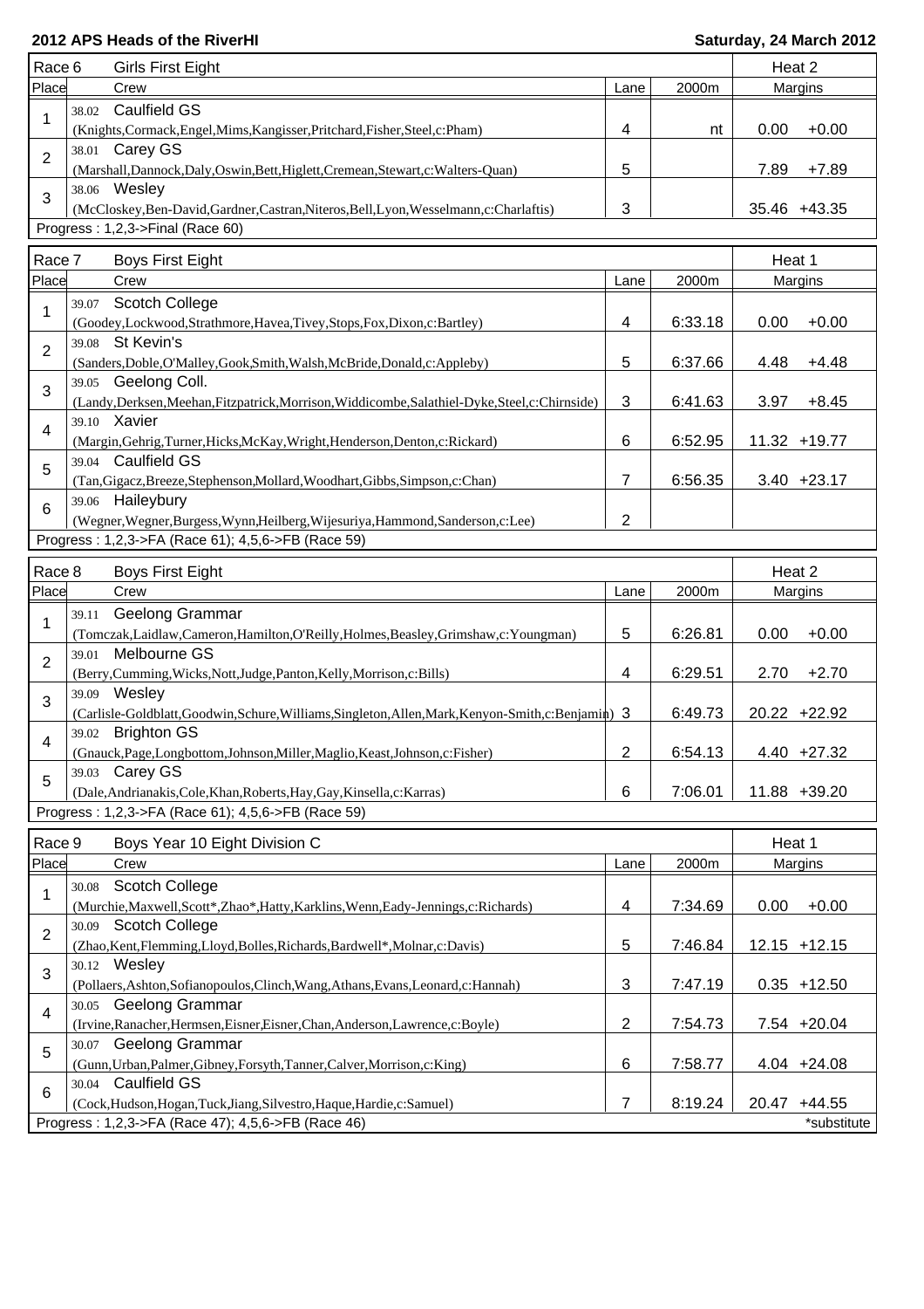**2012 APS Heads of the RiverHI** **Saturday, 24 March 2012**

| Race 6 | Girls First Eight | | | Heat 2 | |
|---|---|---|---|---|---|
| Place | Crew | Lane | 2000m | Margins | |
| 1 | 38.02 Caulfield GS (Knights,Cormack,Engel,Mims,Kangisser,Pritchard,Fisher,Steel,c:Pham) | 4 | nt | 0.00 | +0.00 |
| 2 | 38.01 Carey GS (Marshall,Dannock,Daly,Oswin,Bett,Higlett,Cremean,Stewart,c:Walters-Quan) | 5 | | 7.89 | +7.89 |
| 3 | 38.06 Wesley (McCloskey,Ben-David,Gardner,Castran,Niteros,Bell,Lyon,Wesselmann,c:Charlaftis) | 3 | | 35.46 | +43.35 |

Progress : 1,2,3->Final (Race 60)

| Race 7 | Boys First Eight | | | Heat 1 | |
|---|---|---|---|---|---|
| Place | Crew | Lane | 2000m | Margins | |
| 1 | 39.07 Scotch College (Goodey,Lockwood,Strathmore,Havea,Tivey,Stops,Fox,Dixon,c:Bartley) | 4 | 6:33.18 | 0.00 | +0.00 |
| 2 | 39.08 St Kevin's (Sanders,Doble,O'Malley,Gook,Smith,Walsh,McBride,Donald,c:Appleby) | 5 | 6:37.66 | 4.48 | +4.48 |
| 3 | 39.05 Geelong Coll. (Landy,Derksen,Meehan,Fitzpatrick,Morrison,Widdicombe,Salathiel-Dyke,Steel,c:Chirnside) | 3 | 6:41.63 | 3.97 | +8.45 |
| 4 | 39.10 Xavier (Margin,Gehrig,Turner,Hicks,McKay,Wright,Henderson,Denton,c:Rickard) | 6 | 6:52.95 | 11.32 | +19.77 |
| 5 | 39.04 Caulfield GS (Tan,Gigacz,Breeze,Stephenson,Mollard,Woodhart,Gibbs,Simpson,c:Chan) | 7 | 6:56.35 | 3.40 | +23.17 |
| 6 | 39.06 Haileybury (Wegner,Wegner,Burgess,Wynn,Heilberg,Wijesuriya,Hammond,Sanderson,c:Lee) | 2 | | | |

Progress : 1,2,3->FA (Race 61); 4,5,6->FB (Race 59)

| Race 8 | Boys First Eight | | | Heat 2 | |
|---|---|---|---|---|---|
| Place | Crew | Lane | 2000m | Margins | |
| 1 | 39.11 Geelong Grammar (Tomczak,Laidlaw,Cameron,Hamilton,O'Reilly,Holmes,Beasley,Grimshaw,c:Youngman) | 5 | 6:26.81 | 0.00 | +0.00 |
| 2 | 39.01 Melbourne GS (Berry,Cumming,Wicks,Nott,Judge,Panton,Kelly,Morrison,c:Bills) | 4 | 6:29.51 | 2.70 | +2.70 |
| 3 | 39.09 Wesley (Carlisle-Goldblatt,Goodwin,Schure,Williams,Singleton,Allen,Mark,Kenyon-Smith,c:Benjamin) | 3 | 6:49.73 | 20.22 | +22.92 |
| 4 | 39.02 Brighton GS (Gnauck,Page,Longbottom,Johnson,Miller,Maglio,Keast,Johnson,c:Fisher) | 2 | 6:54.13 | 4.40 | +27.32 |
| 5 | 39.03 Carey GS (Dale,Andrianakis,Cole,Khan,Roberts,Hay,Gay,Kinsella,c:Karras) | 6 | 7:06.01 | 11.88 | +39.20 |

Progress : 1,2,3->FA (Race 61); 4,5,6->FB (Race 59)

| Race 9 | Boys Year 10 Eight Division C | | | Heat 1 | |
|---|---|---|---|---|---|
| Place | Crew | Lane | 2000m | Margins | |
| 1 | 30.08 Scotch College (Murchie,Maxwell,Scott*,Zhao*,Hatty,Karklins,Wenn,Eady-Jennings,c:Richards) | 4 | 7:34.69 | 0.00 | +0.00 |
| 2 | 30.09 Scotch College (Zhao,Kent,Flemming,Lloyd,Bolles,Richards,Bardwell*,Molnar,c:Davis) | 5 | 7:46.84 | 12.15 | +12.15 |
| 3 | 30.12 Wesley (Pollaers,Ashton,Sofianopoulos,Clinch,Wang,Athans,Evans,Leonard,c:Hannah) | 3 | 7:47.19 | 0.35 | +12.50 |
| 4 | 30.05 Geelong Grammar (Irvine,Ranacher,Hermsen,Eisner,Eisner,Chan,Anderson,Lawrence,c:Boyle) | 2 | 7:54.73 | 7.54 | +20.04 |
| 5 | 30.07 Geelong Grammar (Gunn,Urban,Palmer,Gibney,Forsyth,Tanner,Calver,Morrison,c:King) | 6 | 7:58.77 | 4.04 | +24.08 |
| 6 | 30.04 Caulfield GS (Cock,Hudson,Hogan,Tuck,Jiang,Silvestro,Haque,Hardie,c:Samuel) | 7 | 8:19.24 | 20.47 | +44.55 |

Progress : 1,2,3->FA (Race 47); 4,5,6->FB (Race 46) *substitute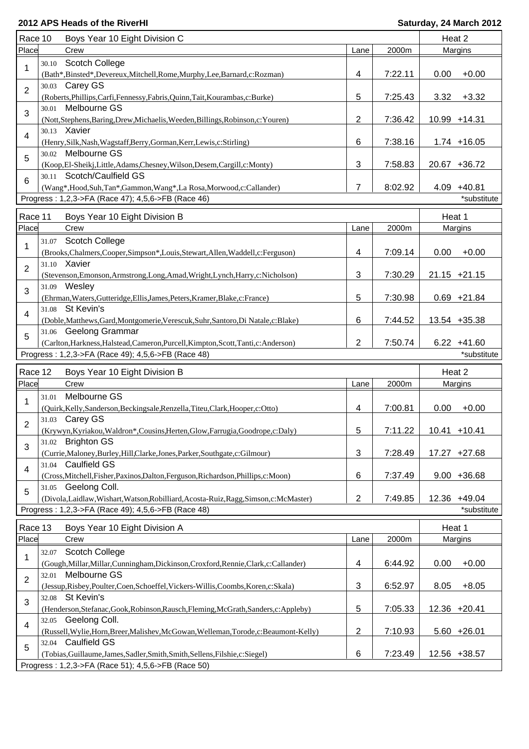**2012 APS Heads of the RiverHI** — **Saturday, 24 March 2012**

### Race 10 — Boys Year 10 Eight Division C — Heat 2

| Place | Crew | Lane | 2000m | Margins | |
|---|---|---|---|---|---|
| 1 | 30.10 Scotch College (Bath*,Binsted*,Devereux,Mitchell,Rome,Murphy,Lee,Barnard,c:Rozman) | 4 | 7:22.11 | 0.00 | +0.00 |
| 2 | 30.03 Carey GS (Roberts,Phillips,Carfi,Fennessy,Fabris,Quinn,Tait,Kourambas,c:Burke) | 5 | 7:25.43 | 3.32 | +3.32 |
| 3 | 30.01 Melbourne GS (Nott,Stephens,Baring,Drew,Michaelis,Weeden,Billings,Robinson,c:Youren) | 2 | 7:36.42 | 10.99 | +14.31 |
| 4 | 30.13 Xavier (Henry,Silk,Nash,Wagstaff,Berry,Gorman,Kerr,Lewis,c:Stirling) | 6 | 7:38.16 | 1.74 | +16.05 |
| 5 | 30.02 Melbourne GS (Koop,El-Sheikj,Little,Adams,Chesney,Wilson,Desem,Cargill,c:Monty) | 3 | 7:58.83 | 20.67 | +36.72 |
| 6 | 30.11 Scotch/Caulfield GS (Wang*,Hood,Suh,Tan*,Gammon,Wang*,La Rosa,Morwood,c:Callander) | 7 | 8:02.92 | 4.09 | +40.81 |

Progress : 1,2,3->FA (Race 47); 4,5,6->FB (Race 46) — *substitute

### Race 11 — Boys Year 10 Eight Division B — Heat 1

| Place | Crew | Lane | 2000m | Margins | |
|---|---|---|---|---|---|
| 1 | 31.07 Scotch College (Brooks,Chalmers,Cooper,Simpson*,Louis,Stewart,Allen,Waddell,c:Ferguson) | 4 | 7:09.14 | 0.00 | +0.00 |
| 2 | 31.10 Xavier (Stevenson,Emonson,Armstrong,Long,Amad,Wright,Lynch,Harry,c:Nicholson) | 3 | 7:30.29 | 21.15 | +21.15 |
| 3 | 31.09 Wesley (Ehrman,Waters,Gutteridge,Ellis,James,Peters,Kramer,Blake,c:France) | 5 | 7:30.98 | 0.69 | +21.84 |
| 4 | 31.08 St Kevin's (Doble,Matthews,Gard,Montgomerie,Verescuk,Suhr,Santoro,Di Natale,c:Blake) | 6 | 7:44.52 | 13.54 | +35.38 |
| 5 | 31.06 Geelong Grammar (Carlton,Harkness,Halstead,Cameron,Purcell,Kimpton,Scott,Tanti,c:Anderson) | 2 | 7:50.74 | 6.22 | +41.60 |

Progress : 1,2,3->FA (Race 49); 4,5,6->FB (Race 48) — *substitute

### Race 12 — Boys Year 10 Eight Division B — Heat 2

| Place | Crew | Lane | 2000m | Margins | |
|---|---|---|---|---|---|
| 1 | 31.01 Melbourne GS (Quirk,Kelly,Sanderson,Beckingsale,Renzella,Titeu,Clark,Hooper,c:Otto) | 4 | 7:00.81 | 0.00 | +0.00 |
| 2 | 31.03 Carey GS (Krywyn,Kyriakou,Waldron*,Cousins,Herten,Glow,Farrugia,Goodrope,c:Daly) | 5 | 7:11.22 | 10.41 | +10.41 |
| 3 | 31.02 Brighton GS (Currie,Maloney,Burley,Hill,Clarke,Jones,Parker,Southgate,c:Gilmour) | 3 | 7:28.49 | 17.27 | +27.68 |
| 4 | 31.04 Caulfield GS (Cross,Mitchell,Fisher,Paxinos,Dalton,Ferguson,Richardson,Phillips,c:Moon) | 6 | 7:37.49 | 9.00 | +36.68 |
| 5 | 31.05 Geelong Coll. (Divola,Laidlaw,Wishart,Watson,Robilliard,Acosta-Ruiz,Ragg,Simson,c:McMaster) | 2 | 7:49.85 | 12.36 | +49.04 |

Progress : 1,2,3->FA (Race 49); 4,5,6->FB (Race 48) — *substitute

### Race 13 — Boys Year 10 Eight Division A — Heat 1

| Place | Crew | Lane | 2000m | Margins | |
|---|---|---|---|---|---|
| 1 | 32.07 Scotch College (Gough,Millar,Millar,Cunningham,Dickinson,Croxford,Rennie,Clark,c:Callander) | 4 | 6:44.92 | 0.00 | +0.00 |
| 2 | 32.01 Melbourne GS (Jessup,Risbey,Poulter,Coen,Schoeffel,Vickers-Willis,Coombs,Koren,c:Skala) | 3 | 6:52.97 | 8.05 | +8.05 |
| 3 | 32.08 St Kevin's (Henderson,Stefanac,Gook,Robinson,Rausch,Fleming,McGrath,Sanders,c:Appleby) | 5 | 7:05.33 | 12.36 | +20.41 |
| 4 | 32.05 Geelong Coll. (Russell,Wylie,Horn,Breer,Malishev,McGowan,Welleman,Torode,c:Beaumont-Kelly) | 2 | 7:10.93 | 5.60 | +26.01 |
| 5 | 32.04 Caulfield GS (Tobias,Guillaume,James,Sadler,Smith,Smith,Sellens,Filshie,c:Siegel) | 6 | 7:23.49 | 12.56 | +38.57 |

Progress : 1,2,3->FA (Race 51); 4,5,6->FB (Race 50)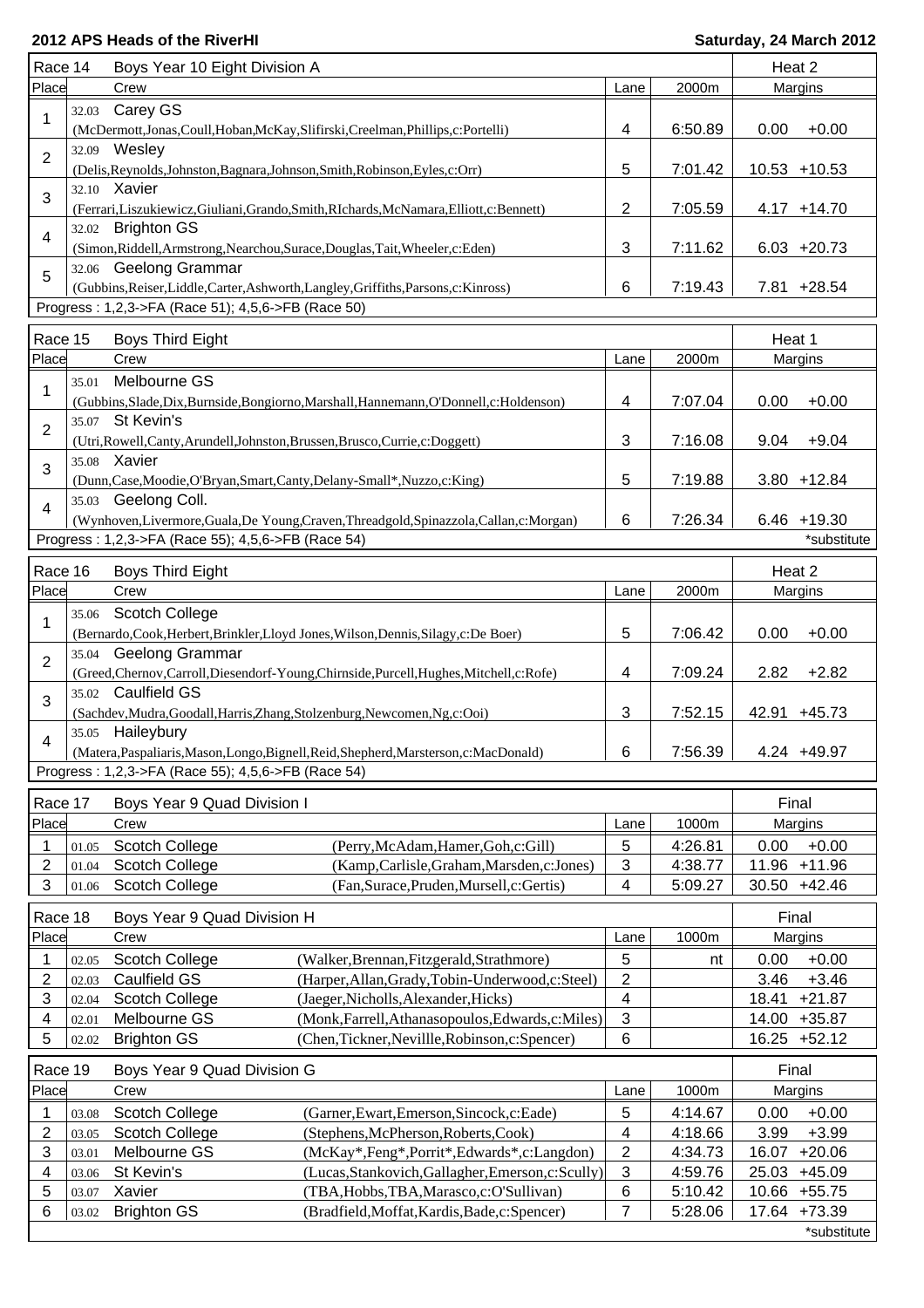**2012 APS Heads of the RiverHI** — **Saturday, 24 March 2012**

### Race 14 — Boys Year 10 Eight Division A — Heat 2

| Place | | Crew | Lane | 2000m | Margins | |
|---|---|---|---|---|---|---|
| 1 | 32.03 | Carey GS (McDermott,Jonas,Coull,Hoban,McKay,Slifirski,Creelman,Phillips,c:Portelli) | 4 | 6:50.89 | 0.00 | +0.00 |
| 2 | 32.09 | Wesley (Delis,Reynolds,Johnston,Bagnara,Johnson,Smith,Robinson,Eyles,c:Orr) | 5 | 7:01.42 | 10.53 | +10.53 |
| 3 | 32.10 | Xavier (Ferrari,Liszukiewicz,Giuliani,Grando,Smith,RIchards,McNamara,Elliott,c:Bennett) | 2 | 7:05.59 | 4.17 | +14.70 |
| 4 | 32.02 | Brighton GS (Simon,Riddell,Armstrong,Nearchou,Surace,Douglas,Tait,Wheeler,c:Eden) | 3 | 7:11.62 | 6.03 | +20.73 |
| 5 | 32.06 | Geelong Grammar (Gubbins,Reiser,Liddle,Carter,Ashworth,Langley,Griffiths,Parsons,c:Kinross) | 6 | 7:19.43 | 7.81 | +28.54 |

Progress : 1,2,3->FA (Race 51); 4,5,6->FB (Race 50)

### Race 15 — Boys Third Eight — Heat 1

| Place | | Crew | Lane | 2000m | Margins | |
|---|---|---|---|---|---|---|
| 1 | 35.01 | Melbourne GS (Gubbins,Slade,Dix,Burnside,Bongiorno,Marshall,Hannemann,O'Donnell,c:Holdenson) | 4 | 7:07.04 | 0.00 | +0.00 |
| 2 | 35.07 | St Kevin's (Utri,Rowell,Canty,Arundell,Johnston,Brussen,Brusco,Currie,c:Doggett) | 3 | 7:16.08 | 9.04 | +9.04 |
| 3 | 35.08 | Xavier (Dunn,Case,Moodie,O'Bryan,Smart,Canty,Delany-Small*,Nuzzo,c:King) | 5 | 7:19.88 | 3.80 | +12.84 |
| 4 | 35.03 | Geelong Coll. (Wynhoven,Livermore,Guala,De Young,Craven,Threadgold,Spinazzola,Callan,c:Morgan) | 6 | 7:26.34 | 6.46 | +19.30 |

Progress : 1,2,3->FA (Race 55); 4,5,6->FB (Race 54) — *substitute

### Race 16 — Boys Third Eight — Heat 2

| Place | | Crew | Lane | 2000m | Margins | |
|---|---|---|---|---|---|---|
| 1 | 35.06 | Scotch College (Bernardo,Cook,Herbert,Brinkler,Lloyd Jones,Wilson,Dennis,Silagy,c:De Boer) | 5 | 7:06.42 | 0.00 | +0.00 |
| 2 | 35.04 | Geelong Grammar (Greed,Chernov,Carroll,Diesendorf-Young,Chirnside,Purcell,Hughes,Mitchell,c:Rofe) | 4 | 7:09.24 | 2.82 | +2.82 |
| 3 | 35.02 | Caulfield GS (Sachdev,Mudra,Goodall,Harris,Zhang,Stolzenburg,Newcomen,Ng,c:Ooi) | 3 | 7:52.15 | 42.91 | +45.73 |
| 4 | 35.05 | Haileybury (Matera,Paspaliaris,Mason,Longo,Bignell,Reid,Shepherd,Marsterson,c:MacDonald) | 6 | 7:56.39 | 4.24 | +49.97 |

Progress : 1,2,3->FA (Race 55); 4,5,6->FB (Race 54)

### Race 17 — Boys Year 9 Quad Division I — Final

| Place | | Crew | | Lane | 1000m | Margins | |
|---|---|---|---|---|---|---|---|
| 1 | 01.05 | Scotch College | (Perry,McAdam,Hamer,Goh,c:Gill) | 5 | 4:26.81 | 0.00 | +0.00 |
| 2 | 01.04 | Scotch College | (Kamp,Carlisle,Graham,Marsden,c:Jones) | 3 | 4:38.77 | 11.96 | +11.96 |
| 3 | 01.06 | Scotch College | (Fan,Surace,Pruden,Mursell,c:Gertis) | 4 | 5:09.27 | 30.50 | +42.46 |

### Race 18 — Boys Year 9 Quad Division H — Final

| Place | | Crew | | Lane | 1000m | Margins | |
|---|---|---|---|---|---|---|---|
| 1 | 02.05 | Scotch College | (Walker,Brennan,Fitzgerald,Strathmore) | 5 | nt | 0.00 | +0.00 |
| 2 | 02.03 | Caulfield GS | (Harper,Allan,Grady,Tobin-Underwood,c:Steel) | 2 | | 3.46 | +3.46 |
| 3 | 02.04 | Scotch College | (Jaeger,Nicholls,Alexander,Hicks) | 4 | | 18.41 | +21.87 |
| 4 | 02.01 | Melbourne GS | (Monk,Farrell,Athanasopoulos,Edwards,c:Miles) | 3 | | 14.00 | +35.87 |
| 5 | 02.02 | Brighton GS | (Chen,Tickner,Nevillle,Robinson,c:Spencer) | 6 | | 16.25 | +52.12 |

### Race 19 — Boys Year 9 Quad Division G — Final

| Place | | Crew | | Lane | 1000m | Margins | |
|---|---|---|---|---|---|---|---|
| 1 | 03.08 | Scotch College | (Garner,Ewart,Emerson,Sincock,c:Eade) | 5 | 4:14.67 | 0.00 | +0.00 |
| 2 | 03.05 | Scotch College | (Stephens,McPherson,Roberts,Cook) | 4 | 4:18.66 | 3.99 | +3.99 |
| 3 | 03.01 | Melbourne GS | (McKay*,Feng*,Porrit*,Edwards*,c:Langdon) | 2 | 4:34.73 | 16.07 | +20.06 |
| 4 | 03.06 | St Kevin's | (Lucas,Stankovich,Gallagher,Emerson,c:Scully) | 3 | 4:59.76 | 25.03 | +45.09 |
| 5 | 03.07 | Xavier | (TBA,Hobbs,TBA,Marasco,c:O'Sullivan) | 6 | 5:10.42 | 10.66 | +55.75 |
| 6 | 03.02 | Brighton GS | (Bradfield,Moffat,Kardis,Bade,c:Spencer) | 7 | 5:28.06 | 17.64 | +73.39 |

*substitute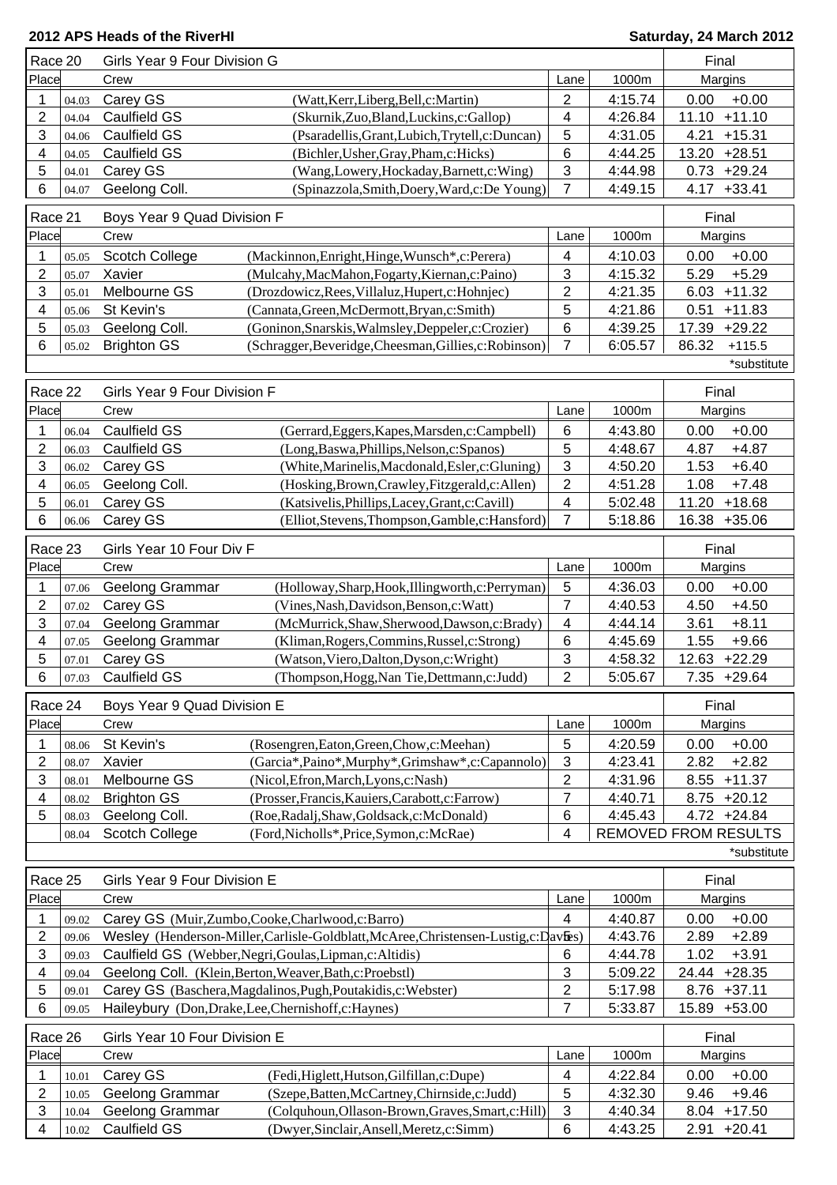**2012 APS Heads of the RiverHI** — **Saturday, 24 March 2012**

| Race 20 | | Girls Year 9 Four Division G | | | | Final | |
|---|---|---|---|---|---|---|---|
| Place | | Crew | | Lane | 1000m | Margins | |
| 1 | 04.03 | Carey GS | (Watt,Kerr,Liberg,Bell,c:Martin) | 2 | 4:15.74 | 0.00 | +0.00 |
| 2 | 04.04 | Caulfield GS | (Skurnik,Zuo,Bland,Luckins,c:Gallop) | 4 | 4:26.84 | 11.10 | +11.10 |
| 3 | 04.06 | Caulfield GS | (Psaradellis,Grant,Lubich,Trytell,c:Duncan) | 5 | 4:31.05 | 4.21 | +15.31 |
| 4 | 04.05 | Caulfield GS | (Bichler,Usher,Gray,Pham,c:Hicks) | 6 | 4:44.25 | 13.20 | +28.51 |
| 5 | 04.01 | Carey GS | (Wang,Lowery,Hockaday,Barnett,c:Wing) | 3 | 4:44.98 | 0.73 | +29.24 |
| 6 | 04.07 | Geelong Coll. | (Spinazzola,Smith,Doery,Ward,c:De Young) | 7 | 4:49.15 | 4.17 | +33.41 |

| Race 21 | | Boys Year 9 Quad Division F | | | | Final | |
|---|---|---|---|---|---|---|---|
| Place | | Crew | | Lane | 1000m | Margins | |
| 1 | 05.05 | Scotch College | (Mackinnon,Enright,Hinge,Wunsch*,c:Perera) | 4 | 4:10.03 | 0.00 | +0.00 |
| 2 | 05.07 | Xavier | (Mulcahy,MacMahon,Fogarty,Kiernan,c:Paino) | 3 | 4:15.32 | 5.29 | +5.29 |
| 3 | 05.01 | Melbourne GS | (Drozdowicz,Rees,Villaluz,Hupert,c:Hohnjec) | 2 | 4:21.35 | 6.03 | +11.32 |
| 4 | 05.06 | St Kevin's | (Cannata,Green,McDermott,Bryan,c:Smith) | 5 | 4:21.86 | 0.51 | +11.83 |
| 5 | 05.03 | Geelong Coll. | (Goninon,Snarskis,Walmsley,Deppeler,c:Crozier) | 6 | 4:39.25 | 17.39 | +29.22 |
| 6 | 05.02 | Brighton GS | (Schragger,Beveridge,Cheesman,Gillies,c:Robinson) | 7 | 6:05.57 | 86.32 | +115.5 |
| | | | | | | | *substitute |

| Race 22 | | Girls Year 9 Four Division F | | | | Final | |
|---|---|---|---|---|---|---|---|
| Place | | Crew | | Lane | 1000m | Margins | |
| 1 | 06.04 | Caulfield GS | (Gerrard,Eggers,Kapes,Marsden,c:Campbell) | 6 | 4:43.80 | 0.00 | +0.00 |
| 2 | 06.03 | Caulfield GS | (Long,Baswa,Phillips,Nelson,c:Spanos) | 5 | 4:48.67 | 4.87 | +4.87 |
| 3 | 06.02 | Carey GS | (White,Marinelis,Macdonald,Esler,c:Gluning) | 3 | 4:50.20 | 1.53 | +6.40 |
| 4 | 06.05 | Geelong Coll. | (Hosking,Brown,Crawley,Fitzgerald,c:Allen) | 2 | 4:51.28 | 1.08 | +7.48 |
| 5 | 06.01 | Carey GS | (Katsivelis,Phillips,Lacey,Grant,c:Cavill) | 4 | 5:02.48 | 11.20 | +18.68 |
| 6 | 06.06 | Carey GS | (Elliot,Stevens,Thompson,Gamble,c:Hansford) | 7 | 5:18.86 | 16.38 | +35.06 |

| Race 23 | | Girls Year 10 Four Div F | | | | Final | |
|---|---|---|---|---|---|---|---|
| Place | | Crew | | Lane | 1000m | Margins | |
| 1 | 07.06 | Geelong Grammar | (Holloway,Sharp,Hook,Illingworth,c:Perryman) | 5 | 4:36.03 | 0.00 | +0.00 |
| 2 | 07.02 | Carey GS | (Vines,Nash,Davidson,Benson,c:Watt) | 7 | 4:40.53 | 4.50 | +4.50 |
| 3 | 07.04 | Geelong Grammar | (McMurrick,Shaw,Sherwood,Dawson,c:Brady) | 4 | 4:44.14 | 3.61 | +8.11 |
| 4 | 07.05 | Geelong Grammar | (Kliman,Rogers,Commins,Russel,c:Strong) | 6 | 4:45.69 | 1.55 | +9.66 |
| 5 | 07.01 | Carey GS | (Watson,Viero,Dalton,Dyson,c:Wright) | 3 | 4:58.32 | 12.63 | +22.29 |
| 6 | 07.03 | Caulfield GS | (Thompson,Hogg,Nan Tie,Dettmann,c:Judd) | 2 | 5:05.67 | 7.35 | +29.64 |

| Race 24 | | Boys Year 9 Quad Division E | | | | Final | |
|---|---|---|---|---|---|---|---|
| Place | | Crew | | Lane | 1000m | Margins | |
| 1 | 08.06 | St Kevin's | (Rosengren,Eaton,Green,Chow,c:Meehan) | 5 | 4:20.59 | 0.00 | +0.00 |
| 2 | 08.07 | Xavier | (Garcia*,Paino*,Murphy*,Grimshaw*,c:Capannolo) | 3 | 4:23.41 | 2.82 | +2.82 |
| 3 | 08.01 | Melbourne GS | (Nicol,Efron,March,Lyons,c:Nash) | 2 | 4:31.96 | 8.55 | +11.37 |
| 4 | 08.02 | Brighton GS | (Prosser,Francis,Kauiers,Carabott,c:Farrow) | 7 | 4:40.71 | 8.75 | +20.12 |
| 5 | 08.03 | Geelong Coll. | (Roe,Radalj,Shaw,Goldsack,c:McDonald) | 6 | 4:45.43 | 4.72 | +24.84 |
| | 08.04 | Scotch College | (Ford,Nicholls*,Price,Symon,c:McRae) | 4 | REMOVED FROM RESULTS | | |
| | | | | | | | *substitute |

| Race 25 | | Girls Year 9 Four Division E | | | | Final | |
|---|---|---|---|---|---|---|---|
| Place | | Crew | | Lane | 1000m | Margins | |
| 1 | 09.02 | Carey GS | (Muir,Zumbo,Cooke,Charlwood,c:Barro) | 4 | 4:40.87 | 0.00 | +0.00 |
| 2 | 09.06 | Wesley | (Henderson-Miller,Carlisle-Goldblatt,McAree,Christensen-Lustig,c:Davies) | 5 | 4:43.76 | 2.89 | +2.89 |
| 3 | 09.03 | Caulfield GS | (Webber,Negri,Goulas,Lipman,c:Altidis) | 6 | 4:44.78 | 1.02 | +3.91 |
| 4 | 09.04 | Geelong Coll. | (Klein,Berton,Weaver,Bath,c:Proebstl) | 3 | 5:09.22 | 24.44 | +28.35 |
| 5 | 09.01 | Carey GS | (Baschera,Magdalinos,Pugh,Poutakidis,c:Webster) | 2 | 5:17.98 | 8.76 | +37.11 |
| 6 | 09.05 | Haileybury | (Don,Drake,Lee,Chernishoff,c:Haynes) | 7 | 5:33.87 | 15.89 | +53.00 |

| Race 26 | | Girls Year 10 Four Division E | | | | Final | |
|---|---|---|---|---|---|---|---|
| Place | | Crew | | Lane | 1000m | Margins | |
| 1 | 10.01 | Carey GS | (Fedi,Higlett,Hutson,Gilfillan,c:Dupe) | 4 | 4:22.84 | 0.00 | +0.00 |
| 2 | 10.05 | Geelong Grammar | (Szepe,Batten,McCartney,Chirnside,c:Judd) | 5 | 4:32.30 | 9.46 | +9.46 |
| 3 | 10.04 | Geelong Grammar | (Colquhoun,Ollason-Brown,Graves,Smart,c:Hill) | 3 | 4:40.34 | 8.04 | +17.50 |
| 4 | 10.02 | Caulfield GS | (Dwyer,Sinclair,Ansell,Meretz,c:Simm) | 6 | 4:43.25 | 2.91 | +20.41 |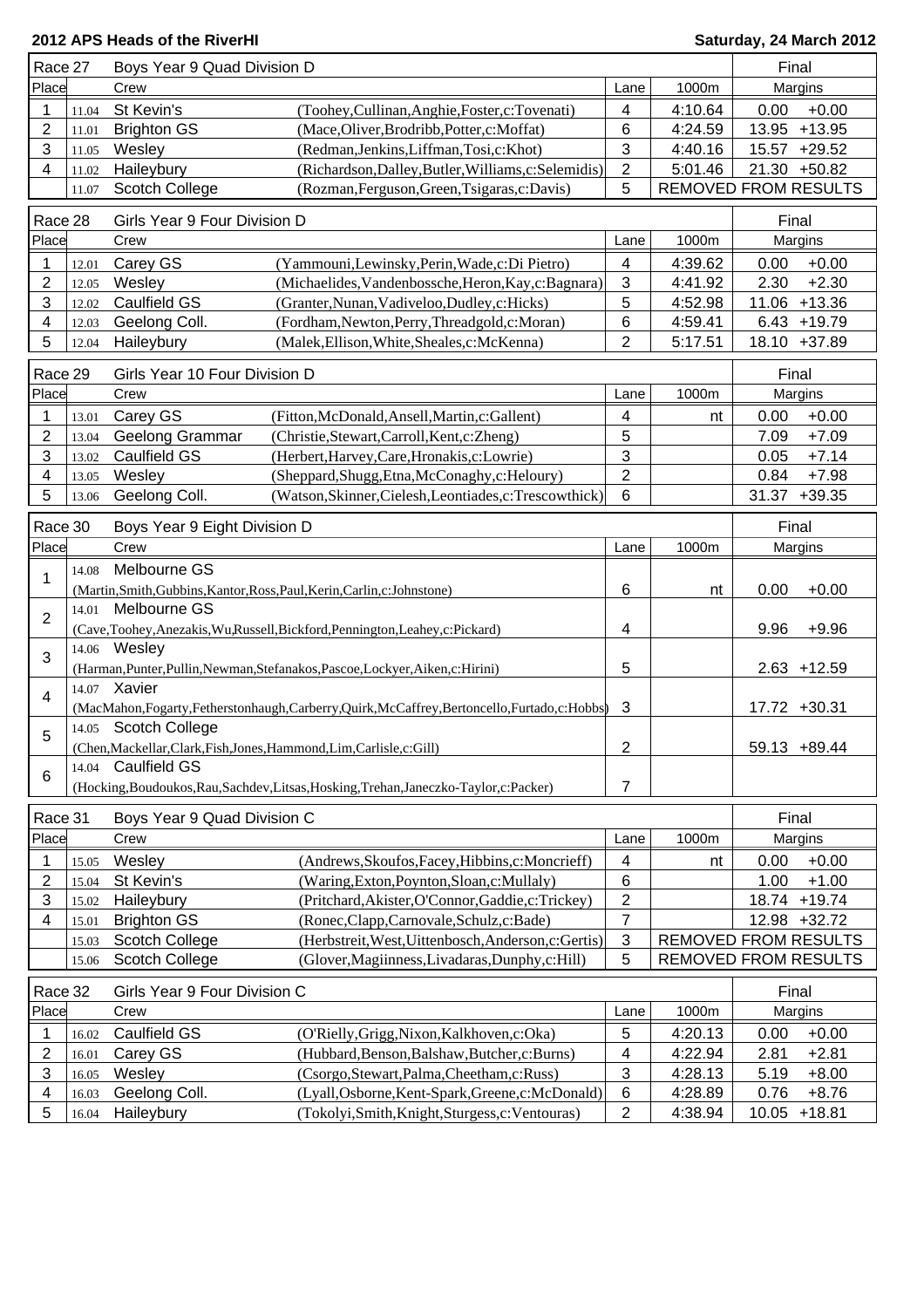**2012 APS Heads of the RiverHI** — **Saturday, 24 March 2012**

## Race 27 Boys Year 9 Quad Division D — Final

| Place | | Crew | | Lane | 1000m | Margins | |
|---|---|---|---|---|---|---|---|
| 1 | 11.04 | St Kevin's | (Toohey,Cullinan,Anghie,Foster,c:Tovenati) | 4 | 4:10.64 | 0.00 | +0.00 |
| 2 | 11.01 | Brighton GS | (Mace,Oliver,Brodribb,Potter,c:Moffat) | 6 | 4:24.59 | 13.95 | +13.95 |
| 3 | 11.05 | Wesley | (Redman,Jenkins,Liffman,Tosi,c:Khot) | 3 | 4:40.16 | 15.57 | +29.52 |
| 4 | 11.02 | Haileybury | (Richardson,Dalley,Butler,Williams,c:Selemidis) | 2 | 5:01.46 | 21.30 | +50.82 |
| | 11.07 | Scotch College | (Rozman,Ferguson,Green,Tsigaras,c:Davis) | 5 | REMOVED FROM RESULTS | | |

## Race 28 Girls Year 9 Four Division D — Final

| Place | | Crew | | Lane | 1000m | Margins | |
|---|---|---|---|---|---|---|---|
| 1 | 12.01 | Carey GS | (Yammouni,Lewinsky,Perin,Wade,c:Di Pietro) | 4 | 4:39.62 | 0.00 | +0.00 |
| 2 | 12.05 | Wesley | (Michaelides,Vandenbossche,Heron,Kay,c:Bagnara) | 3 | 4:41.92 | 2.30 | +2.30 |
| 3 | 12.02 | Caulfield GS | (Granter,Nunan,Vadiveloo,Dudley,c:Hicks) | 5 | 4:52.98 | 11.06 | +13.36 |
| 4 | 12.03 | Geelong Coll. | (Fordham,Newton,Perry,Threadgold,c:Moran) | 6 | 4:59.41 | 6.43 | +19.79 |
| 5 | 12.04 | Haileybury | (Malek,Ellison,White,Sheales,c:McKenna) | 2 | 5:17.51 | 18.10 | +37.89 |

## Race 29 Girls Year 10 Four Division D — Final

| Place | | Crew | | Lane | 1000m | Margins | |
|---|---|---|---|---|---|---|---|
| 1 | 13.01 | Carey GS | (Fitton,McDonald,Ansell,Martin,c:Gallent) | 4 | nt | 0.00 | +0.00 |
| 2 | 13.04 | Geelong Grammar | (Christie,Stewart,Carroll,Kent,c:Zheng) | 5 | | 7.09 | +7.09 |
| 3 | 13.02 | Caulfield GS | (Herbert,Harvey,Care,Hronakis,c:Lowrie) | 3 | | 0.05 | +7.14 |
| 4 | 13.05 | Wesley | (Sheppard,Shugg,Etna,McConaghy,c:Heloury) | 2 | | 0.84 | +7.98 |
| 5 | 13.06 | Geelong Coll. | (Watson,Skinner,Cielesh,Leontiades,c:Trescowthick) | 6 | | 31.37 | +39.35 |

## Race 30 Boys Year 9 Eight Division D — Final

| Place | | Crew | Lane | 1000m | Margins | |
|---|---|---|---|---|---|---|
| 1 | 14.08 | Melbourne GS (Martin,Smith,Gubbins,Kantor,Ross,Paul,Kerin,Carlin,c:Johnstone) | 6 | nt | 0.00 | +0.00 |
| 2 | 14.01 | Melbourne GS (Cave,Toohey,Anezakis,Wu,Russell,Bickford,Pennington,Leahey,c:Pickard) | 4 | | 9.96 | +9.96 |
| 3 | 14.06 | Wesley (Harman,Punter,Pullin,Newman,Stefanakos,Pascoe,Lockyer,Aiken,c:Hirini) | 5 | | 2.63 | +12.59 |
| 4 | 14.07 | Xavier (MacMahon,Fogarty,Fetherstonhaugh,Carberry,Quirk,McCaffrey,Bertoncello,Furtado,c:Hobbs) | 3 | | 17.72 | +30.31 |
| 5 | 14.05 | Scotch College (Chen,Mackellar,Clark,Fish,Jones,Hammond,Lim,Carlisle,c:Gill) | 2 | | 59.13 | +89.44 |
| 6 | 14.04 | Caulfield GS (Hocking,Boudoukos,Rau,Sachdev,Litsas,Hosking,Trehan,Janeczko-Taylor,c:Packer) | 7 | | | |

## Race 31 Boys Year 9 Quad Division C — Final

| Place | | Crew | | Lane | 1000m | Margins | |
|---|---|---|---|---|---|---|---|
| 1 | 15.05 | Wesley | (Andrews,Skoufos,Facey,Hibbins,c:Moncrieff) | 4 | nt | 0.00 | +0.00 |
| 2 | 15.04 | St Kevin's | (Waring,Exton,Poynton,Sloan,c:Mullaly) | 6 | | 1.00 | +1.00 |
| 3 | 15.02 | Haileybury | (Pritchard,Akister,O'Connor,Gaddie,c:Trickey) | 2 | | 18.74 | +19.74 |
| 4 | 15.01 | Brighton GS | (Ronec,Clapp,Carnovale,Schulz,c:Bade) | 7 | | 12.98 | +32.72 |
| | 15.03 | Scotch College | (Herbstreit,West,Uittenbosch,Anderson,c:Gertis) | 3 | REMOVED FROM RESULTS | | |
| | 15.06 | Scotch College | (Glover,Magiinness,Livadaras,Dunphy,c:Hill) | 5 | REMOVED FROM RESULTS | | |

## Race 32 Girls Year 9 Four Division C — Final

| Place | | Crew | | Lane | 1000m | Margins | |
|---|---|---|---|---|---|---|---|
| 1 | 16.02 | Caulfield GS | (O'Rielly,Grigg,Nixon,Kalkhoven,c:Oka) | 5 | 4:20.13 | 0.00 | +0.00 |
| 2 | 16.01 | Carey GS | (Hubbard,Benson,Balshaw,Butcher,c:Burns) | 4 | 4:22.94 | 2.81 | +2.81 |
| 3 | 16.05 | Wesley | (Csorgo,Stewart,Palma,Cheetham,c:Russ) | 3 | 4:28.13 | 5.19 | +8.00 |
| 4 | 16.03 | Geelong Coll. | (Lyall,Osborne,Kent-Spark,Greene,c:McDonald) | 6 | 4:28.89 | 0.76 | +8.76 |
| 5 | 16.04 | Haileybury | (Tokolyi,Smith,Knight,Sturgess,c:Ventouras) | 2 | 4:38.94 | 10.05 | +18.81 |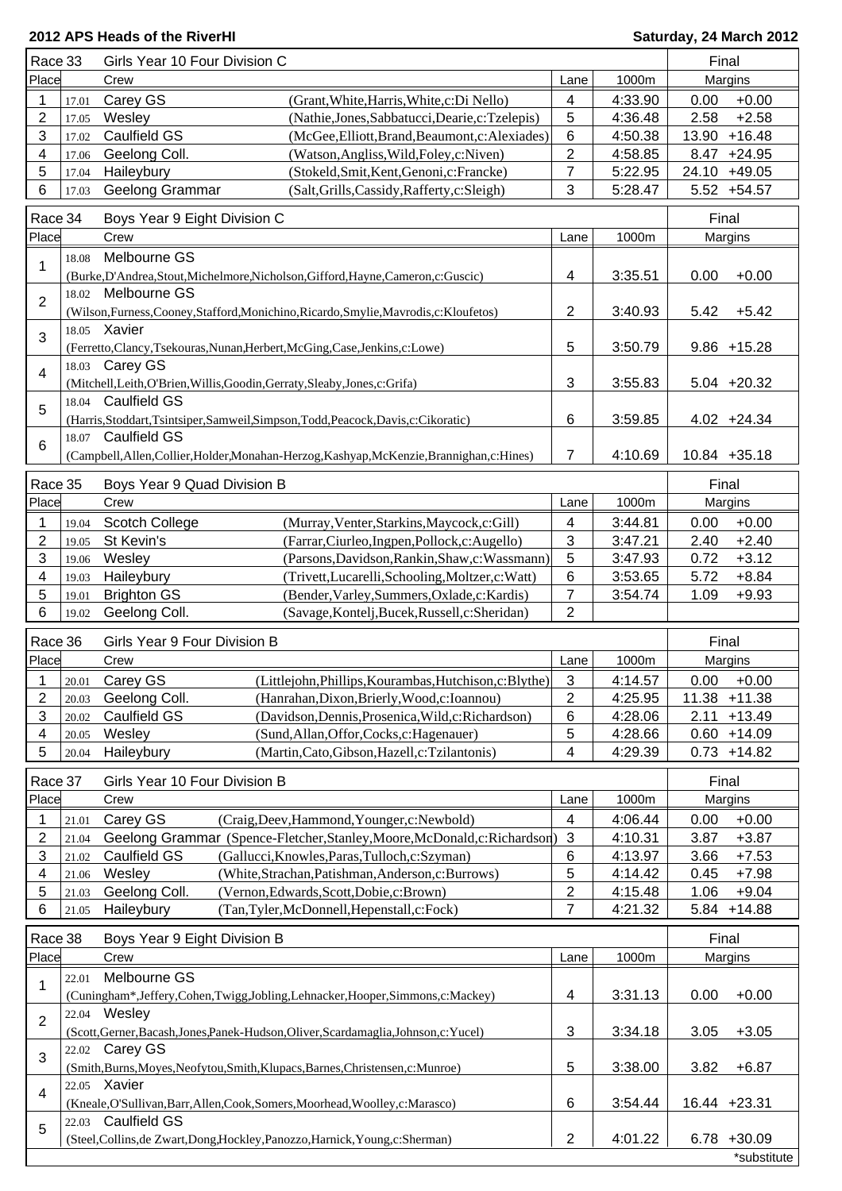**2012 APS Heads of the RiverHI** — **Saturday, 24 March 2012**

**Race 33 — Girls Year 10 Four Division C — Final**

| Place | | Crew | | Lane | 1000m | Margins | |
|---|---|---|---|---|---|---|---|
| 1 | 17.01 | Carey GS | (Grant,White,Harris,White,c:Di Nello) | 4 | 4:33.90 | 0.00 | +0.00 |
| 2 | 17.05 | Wesley | (Nathie,Jones,Sabbatucci,Dearie,c:Tzelepis) | 5 | 4:36.48 | 2.58 | +2.58 |
| 3 | 17.02 | Caulfield GS | (McGee,Elliott,Brand,Beaumont,c:Alexiades) | 6 | 4:50.38 | 13.90 | +16.48 |
| 4 | 17.06 | Geelong Coll. | (Watson,Angliss,Wild,Foley,c:Niven) | 2 | 4:58.85 | 8.47 | +24.95 |
| 5 | 17.04 | Haileybury | (Stokeld,Smit,Kent,Genoni,c:Francke) | 7 | 5:22.95 | 24.10 | +49.05 |
| 6 | 17.03 | Geelong Grammar | (Salt,Grills,Cassidy,Rafferty,c:Sleigh) | 3 | 5:28.47 | 5.52 | +54.57 |

**Race 34 — Boys Year 9 Eight Division C — Final**

| Place | | Crew | Lane | 1000m | Margins | |
|---|---|---|---|---|---|---|
| 1 | 18.08 | Melbourne GS (Burke,D'Andrea,Stout,Michelmore,Nicholson,Gifford,Hayne,Cameron,c:Guscic) | 4 | 3:35.51 | 0.00 | +0.00 |
| 2 | 18.02 | Melbourne GS (Wilson,Furness,Cooney,Stafford,Monichino,Ricardo,Smylie,Mavrodis,c:Kloufetos) | 2 | 3:40.93 | 5.42 | +5.42 |
| 3 | 18.05 | Xavier (Ferretto,Clancy,Tsekouras,Nunan,Herbert,McGing,Case,Jenkins,c:Lowe) | 5 | 3:50.79 | 9.86 | +15.28 |
| 4 | 18.03 | Carey GS (Mitchell,Leith,O'Brien,Willis,Goodin,Gerraty,Sleaby,Jones,c:Grifa) | 3 | 3:55.83 | 5.04 | +20.32 |
| 5 | 18.04 | Caulfield GS (Harris,Stoddart,Tsintsiper,Samweil,Simpson,Todd,Peacock,Davis,c:Cikoratic) | 6 | 3:59.85 | 4.02 | +24.34 |
| 6 | 18.07 | Caulfield GS (Campbell,Allen,Collier,Holder,Monahan-Herzog,Kashyap,McKenzie,Brannighan,c:Hines) | 7 | 4:10.69 | 10.84 | +35.18 |

**Race 35 — Boys Year 9 Quad Division B — Final**

| Place | | Crew | | Lane | 1000m | Margins | |
|---|---|---|---|---|---|---|---|
| 1 | 19.04 | Scotch College | (Murray,Venter,Starkins,Maycock,c:Gill) | 4 | 3:44.81 | 0.00 | +0.00 |
| 2 | 19.05 | St Kevin's | (Farrar,Ciurleo,Ingpen,Pollock,c:Augello) | 3 | 3:47.21 | 2.40 | +2.40 |
| 3 | 19.06 | Wesley | (Parsons,Davidson,Rankin,Shaw,c:Wassmann) | 5 | 3:47.93 | 0.72 | +3.12 |
| 4 | 19.03 | Haileybury | (Trivett,Lucarelli,Schooling,Moltzer,c:Watt) | 6 | 3:53.65 | 5.72 | +8.84 |
| 5 | 19.01 | Brighton GS | (Bender,Varley,Summers,Oxlade,c:Kardis) | 7 | 3:54.74 | 1.09 | +9.93 |
| 6 | 19.02 | Geelong Coll. | (Savage,Kontelj,Bucek,Russell,c:Sheridan) | 2 | | | |

**Race 36 — Girls Year 9 Four Division B — Final**

| Place | | Crew | | Lane | 1000m | Margins | |
|---|---|---|---|---|---|---|---|
| 1 | 20.01 | Carey GS | (Littlejohn,Phillips,Kourambas,Hutchison,c:Blythe) | 3 | 4:14.57 | 0.00 | +0.00 |
| 2 | 20.03 | Geelong Coll. | (Hanrahan,Dixon,Brierly,Wood,c:Ioannou) | 2 | 4:25.95 | 11.38 | +11.38 |
| 3 | 20.02 | Caulfield GS | (Davidson,Dennis,Prosenica,Wild,c:Richardson) | 6 | 4:28.06 | 2.11 | +13.49 |
| 4 | 20.05 | Wesley | (Sund,Allan,Offor,Cocks,c:Hagenauer) | 5 | 4:28.66 | 0.60 | +14.09 |
| 5 | 20.04 | Haileybury | (Martin,Cato,Gibson,Hazell,c:Tzilantonis) | 4 | 4:29.39 | 0.73 | +14.82 |

**Race 37 — Girls Year 10 Four Division B — Final**

| Place | | Crew | | Lane | 1000m | Margins | |
|---|---|---|---|---|---|---|---|
| 1 | 21.01 | Carey GS | (Craig,Deev,Hammond,Younger,c:Newbold) | 4 | 4:06.44 | 0.00 | +0.00 |
| 2 | 21.04 | Geelong Grammar | (Spence-Fletcher,Stanley,Moore,McDonald,c:Richardson) | 3 | 4:10.31 | 3.87 | +3.87 |
| 3 | 21.02 | Caulfield GS | (Gallucci,Knowles,Paras,Tulloch,c:Szyman) | 6 | 4:13.97 | 3.66 | +7.53 |
| 4 | 21.06 | Wesley | (White,Strachan,Patishman,Anderson,c:Burrows) | 5 | 4:14.42 | 0.45 | +7.98 |
| 5 | 21.03 | Geelong Coll. | (Vernon,Edwards,Scott,Dobie,c:Brown) | 2 | 4:15.48 | 1.06 | +9.04 |
| 6 | 21.05 | Haileybury | (Tan,Tyler,McDonnell,Hepenstall,c:Fock) | 7 | 4:21.32 | 5.84 | +14.88 |

**Race 38 — Boys Year 9 Eight Division B — Final**

| Place | | Crew | Lane | 1000m | Margins | |
|---|---|---|---|---|---|---|
| 1 | 22.01 | Melbourne GS (Cuningham*,Jeffery,Cohen,Twigg,Jobling,Lehnacker,Hooper,Simmons,c:Mackey) | 4 | 3:31.13 | 0.00 | +0.00 |
| 2 | 22.04 | Wesley (Scott,Gerner,Bacash,Jones,Panek-Hudson,Oliver,Scardamaglia,Johnson,c:Yucel) | 3 | 3:34.18 | 3.05 | +3.05 |
| 3 | 22.02 | Carey GS (Smith,Burns,Moyes,Neofytou,Smith,Klupacs,Barnes,Christensen,c:Munroe) | 5 | 3:38.00 | 3.82 | +6.87 |
| 4 | 22.05 | Xavier (Kneale,O'Sullivan,Barr,Allen,Cook,Somers,Moorhead,Woolley,c:Marasco) | 6 | 3:54.44 | 16.44 | +23.31 |
| 5 | 22.03 | Caulfield GS (Steel,Collins,de Zwart,Dong,Hockley,Panozzo,Harnick,Young,c:Sherman) | 2 | 4:01.22 | 6.78 | +30.09 |

*substitute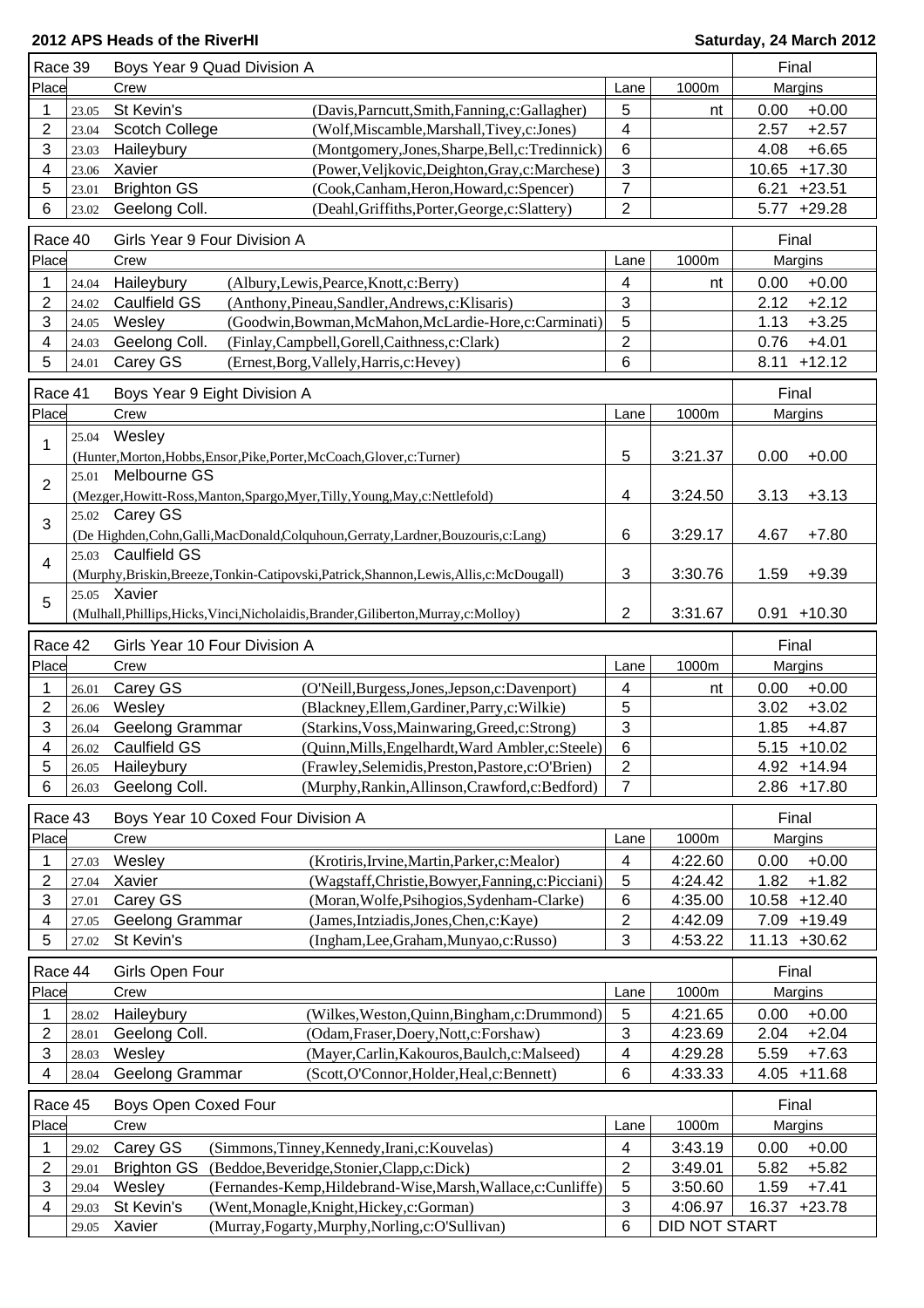**2012 APS Heads of the RiverHI** — **Saturday, 24 March 2012**

## Race 39 — Boys Year 9 Quad Division A — Final

| Place | | Crew | | Lane | 1000m | Margins | |
|---|---|---|---|---|---|---|---|
| 1 | 23.05 | St Kevin's | (Davis,Parncutt,Smith,Fanning,c:Gallagher) | 5 | nt | 0.00 | +0.00 |
| 2 | 23.04 | Scotch College | (Wolf,Miscamble,Marshall,Tivey,c:Jones) | 4 | | 2.57 | +2.57 |
| 3 | 23.03 | Haileybury | (Montgomery,Jones,Sharpe,Bell,c:Tredinnick) | 6 | | 4.08 | +6.65 |
| 4 | 23.06 | Xavier | (Power,Veljkovic,Deighton,Gray,c:Marchese) | 3 | | 10.65 | +17.30 |
| 5 | 23.01 | Brighton GS | (Cook,Canham,Heron,Howard,c:Spencer) | 7 | | 6.21 | +23.51 |
| 6 | 23.02 | Geelong Coll. | (Deahl,Griffiths,Porter,George,c:Slattery) | 2 | | 5.77 | +29.28 |

## Race 40 — Girls Year 9 Four Division A — Final

| Place | | Crew | | Lane | 1000m | Margins | |
|---|---|---|---|---|---|---|---|
| 1 | 24.04 | Haileybury | (Albury,Lewis,Pearce,Knott,c:Berry) | 4 | nt | 0.00 | +0.00 |
| 2 | 24.02 | Caulfield GS | (Anthony,Pineau,Sandler,Andrews,c:Klisaris) | 3 | | 2.12 | +2.12 |
| 3 | 24.05 | Wesley | (Goodwin,Bowman,McMahon,McLardie-Hore,c:Carminati) | 5 | | 1.13 | +3.25 |
| 4 | 24.03 | Geelong Coll. | (Finlay,Campbell,Gorell,Caithness,c:Clark) | 2 | | 0.76 | +4.01 |
| 5 | 24.01 | Carey GS | (Ernest,Borg,Vallely,Harris,c:Hevey) | 6 | | 8.11 | +12.12 |

## Race 41 — Boys Year 9 Eight Division A — Final

| Place | | Crew | Lane | 1000m | Margins | |
|---|---|---|---|---|---|---|
| 1 | 25.04 | Wesley (Hunter,Morton,Hobbs,Ensor,Pike,Porter,McCoach,Glover,c:Turner) | 5 | 3:21.37 | 0.00 | +0.00 |
| 2 | 25.01 | Melbourne GS (Mezger,Howitt-Ross,Manton,Spargo,Myer,Tilly,Young,May,c:Nettlefold) | 4 | 3:24.50 | 3.13 | +3.13 |
| 3 | 25.02 | Carey GS (De Highden,Cohn,Galli,MacDonald,Colquhoun,Gerraty,Lardner,Bouzouris,c:Lang) | 6 | 3:29.17 | 4.67 | +7.80 |
| 4 | 25.03 | Caulfield GS (Murphy,Briskin,Breeze,Tonkin-Catipovski,Patrick,Shannon,Lewis,Allis,c:McDougall) | 3 | 3:30.76 | 1.59 | +9.39 |
| 5 | 25.05 | Xavier (Mulhall,Phillips,Hicks,Vinci,Nicholaidis,Brander,Giliberton,Murray,c:Molloy) | 2 | 3:31.67 | 0.91 | +10.30 |

## Race 42 — Girls Year 10 Four Division A — Final

| Place | | Crew | | Lane | 1000m | Margins | |
|---|---|---|---|---|---|---|---|
| 1 | 26.01 | Carey GS | (O'Neill,Burgess,Jones,Jepson,c:Davenport) | 4 | nt | 0.00 | +0.00 |
| 2 | 26.06 | Wesley | (Blackney,Ellem,Gardiner,Parry,c:Wilkie) | 5 | | 3.02 | +3.02 |
| 3 | 26.04 | Geelong Grammar | (Starkins,Voss,Mainwaring,Greed,c:Strong) | 3 | | 1.85 | +4.87 |
| 4 | 26.02 | Caulfield GS | (Quinn,Mills,Engelhardt,Ward Ambler,c:Steele) | 6 | | 5.15 | +10.02 |
| 5 | 26.05 | Haileybury | (Frawley,Selemidis,Preston,Pastore,c:O'Brien) | 2 | | 4.92 | +14.94 |
| 6 | 26.03 | Geelong Coll. | (Murphy,Rankin,Allinson,Crawford,c:Bedford) | 7 | | 2.86 | +17.80 |

## Race 43 — Boys Year 10 Coxed Four Division A — Final

| Place | | Crew | | Lane | 1000m | Margins | |
|---|---|---|---|---|---|---|---|
| 1 | 27.03 | Wesley | (Krotiris,Irvine,Martin,Parker,c:Mealor) | 4 | 4:22.60 | 0.00 | +0.00 |
| 2 | 27.04 | Xavier | (Wagstaff,Christie,Bowyer,Fanning,c:Picciani) | 5 | 4:24.42 | 1.82 | +1.82 |
| 3 | 27.01 | Carey GS | (Moran,Wolfe,Psihogios,Sydenham-Clarke) | 6 | 4:35.00 | 10.58 | +12.40 |
| 4 | 27.05 | Geelong Grammar | (James,Intziadis,Jones,Chen,c:Kaye) | 2 | 4:42.09 | 7.09 | +19.49 |
| 5 | 27.02 | St Kevin's | (Ingham,Lee,Graham,Munyao,c:Russo) | 3 | 4:53.22 | 11.13 | +30.62 |

## Race 44 — Girls Open Four — Final

| Place | | Crew | | Lane | 1000m | Margins | |
|---|---|---|---|---|---|---|---|
| 1 | 28.02 | Haileybury | (Wilkes,Weston,Quinn,Bingham,c:Drummond) | 5 | 4:21.65 | 0.00 | +0.00 |
| 2 | 28.01 | Geelong Coll. | (Odam,Fraser,Doery,Nott,c:Forshaw) | 3 | 4:23.69 | 2.04 | +2.04 |
| 3 | 28.03 | Wesley | (Mayer,Carlin,Kakouros,Baulch,c:Malseed) | 4 | 4:29.28 | 5.59 | +7.63 |
| 4 | 28.04 | Geelong Grammar | (Scott,O'Connor,Holder,Heal,c:Bennett) | 6 | 4:33.33 | 4.05 | +11.68 |

## Race 45 — Boys Open Coxed Four — Final

| Place | | Crew | | Lane | 1000m | Margins | |
|---|---|---|---|---|---|---|---|
| 1 | 29.02 | Carey GS | (Simmons,Tinney,Kennedy,Irani,c:Kouvelas) | 4 | 3:43.19 | 0.00 | +0.00 |
| 2 | 29.01 | Brighton GS | (Beddoe,Beveridge,Stonier,Clapp,c:Dick) | 2 | 3:49.01 | 5.82 | +5.82 |
| 3 | 29.04 | Wesley | (Fernandes-Kemp,Hildebrand-Wise,Marsh,Wallace,c:Cunliffe) | 5 | 3:50.60 | 1.59 | +7.41 |
| 4 | 29.03 | St Kevin's | (Went,Monagle,Knight,Hickey,c:Gorman) | 3 | 4:06.97 | 16.37 | +23.78 |
| | 29.05 | Xavier | (Murray,Fogarty,Murphy,Norling,c:O'Sullivan) | 6 | DID NOT START | | |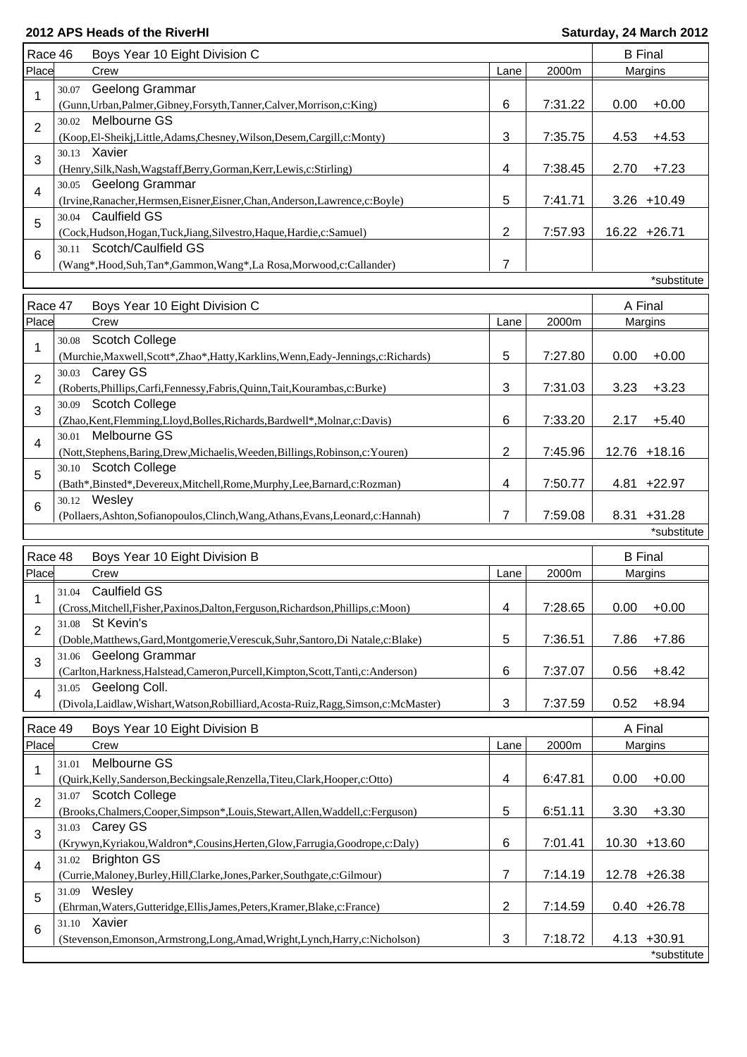**2012 APS Heads of the RiverHI** — **Saturday, 24 March 2012**

| Race 46 | Boys Year 10 Eight Division C | | | B Final | |
|---|---|---|---|---|---|
| Place | Crew | Lane | 2000m | Margins | |
| 1 | 30.07 Geelong Grammar (Gunn,Urban,Palmer,Gibney,Forsyth,Tanner,Calver,Morrison,c:King) | 6 | 7:31.22 | 0.00 | +0.00 |
| 2 | 30.02 Melbourne GS (Koop,El-Sheikj,Little,Adams,Chesney,Wilson,Desem,Cargill,c:Monty) | 3 | 7:35.75 | 4.53 | +4.53 |
| 3 | 30.13 Xavier (Henry,Silk,Nash,Wagstaff,Berry,Gorman,Kerr,Lewis,c:Stirling) | 4 | 7:38.45 | 2.70 | +7.23 |
| 4 | 30.05 Geelong Grammar (Irvine,Ranacher,Hermsen,Eisner,Eisner,Chan,Anderson,Lawrence,c:Boyle) | 5 | 7:41.71 | 3.26 | +10.49 |
| 5 | 30.04 Caulfield GS (Cock,Hudson,Hogan,Tuck,Jiang,Silvestro,Haque,Hardie,c:Samuel) | 2 | 7:57.93 | 16.22 | +26.71 |
| 6 | 30.11 Scotch/Caulfield GS (Wang*,Hood,Suh,Tan*,Gammon,Wang*,La Rosa,Morwood,c:Callander) | 7 | | | |

*substitute

| Race 47 | Boys Year 10 Eight Division C | | | A Final | |
|---|---|---|---|---|---|
| Place | Crew | Lane | 2000m | Margins | |
| 1 | 30.08 Scotch College (Murchie,Maxwell,Scott*,Zhao*,Hatty,Karklins,Wenn,Eady-Jennings,c:Richards) | 5 | 7:27.80 | 0.00 | +0.00 |
| 2 | 30.03 Carey GS (Roberts,Phillips,Carfi,Fennessy,Fabris,Quinn,Tait,Kourambas,c:Burke) | 3 | 7:31.03 | 3.23 | +3.23 |
| 3 | 30.09 Scotch College (Zhao,Kent,Flemming,Lloyd,Bolles,Richards,Bardwell*,Molnar,c:Davis) | 6 | 7:33.20 | 2.17 | +5.40 |
| 4 | 30.01 Melbourne GS (Nott,Stephens,Baring,Drew,Michaelis,Weeden,Billings,Robinson,c:Youren) | 2 | 7:45.96 | 12.76 | +18.16 |
| 5 | 30.10 Scotch College (Bath*,Binsted*,Devereux,Mitchell,Rome,Murphy,Lee,Barnard,c:Rozman) | 4 | 7:50.77 | 4.81 | +22.97 |
| 6 | 30.12 Wesley (Pollaers,Ashton,Sofianopoulos,Clinch,Wang,Athans,Evans,Leonard,c:Hannah) | 7 | 7:59.08 | 8.31 | +31.28 |

*substitute

| Race 48 | Boys Year 10 Eight Division B | | | B Final | |
|---|---|---|---|---|---|
| Place | Crew | Lane | 2000m | Margins | |
| 1 | 31.04 Caulfield GS (Cross,Mitchell,Fisher,Paxinos,Dalton,Ferguson,Richardson,Phillips,c:Moon) | 4 | 7:28.65 | 0.00 | +0.00 |
| 2 | 31.08 St Kevin's (Doble,Matthews,Gard,Montgomerie,Verescuk,Suhr,Santoro,Di Natale,c:Blake) | 5 | 7:36.51 | 7.86 | +7.86 |
| 3 | 31.06 Geelong Grammar (Carlton,Harkness,Halstead,Cameron,Purcell,Kimpton,Scott,Tanti,c:Anderson) | 6 | 7:37.07 | 0.56 | +8.42 |
| 4 | 31.05 Geelong Coll. (Divola,Laidlaw,Wishart,Watson,Robilliard,Acosta-Ruiz,Ragg,Simson,c:McMaster) | 3 | 7:37.59 | 0.52 | +8.94 |

| Race 49 | Boys Year 10 Eight Division B | | | A Final | |
|---|---|---|---|---|---|
| Place | Crew | Lane | 2000m | Margins | |
| 1 | 31.01 Melbourne GS (Quirk,Kelly,Sanderson,Beckingsale,Renzella,Titeu,Clark,Hooper,c:Otto) | 4 | 6:47.81 | 0.00 | +0.00 |
| 2 | 31.07 Scotch College (Brooks,Chalmers,Cooper,Simpson*,Louis,Stewart,Allen,Waddell,c:Ferguson) | 5 | 6:51.11 | 3.30 | +3.30 |
| 3 | 31.03 Carey GS (Krywyn,Kyriakou,Waldron*,Cousins,Herten,Glow,Farrugia,Goodrope,c:Daly) | 6 | 7:01.41 | 10.30 | +13.60 |
| 4 | 31.02 Brighton GS (Currie,Maloney,Burley,Hill,Clarke,Jones,Parker,Southgate,c:Gilmour) | 7 | 7:14.19 | 12.78 | +26.38 |
| 5 | 31.09 Wesley (Ehrman,Waters,Gutteridge,Ellis,James,Peters,Kramer,Blake,c:France) | 2 | 7:14.59 | 0.40 | +26.78 |
| 6 | 31.10 Xavier (Stevenson,Emonson,Armstrong,Long,Amad,Wright,Lynch,Harry,c:Nicholson) | 3 | 7:18.72 | 4.13 | +30.91 |

*substitute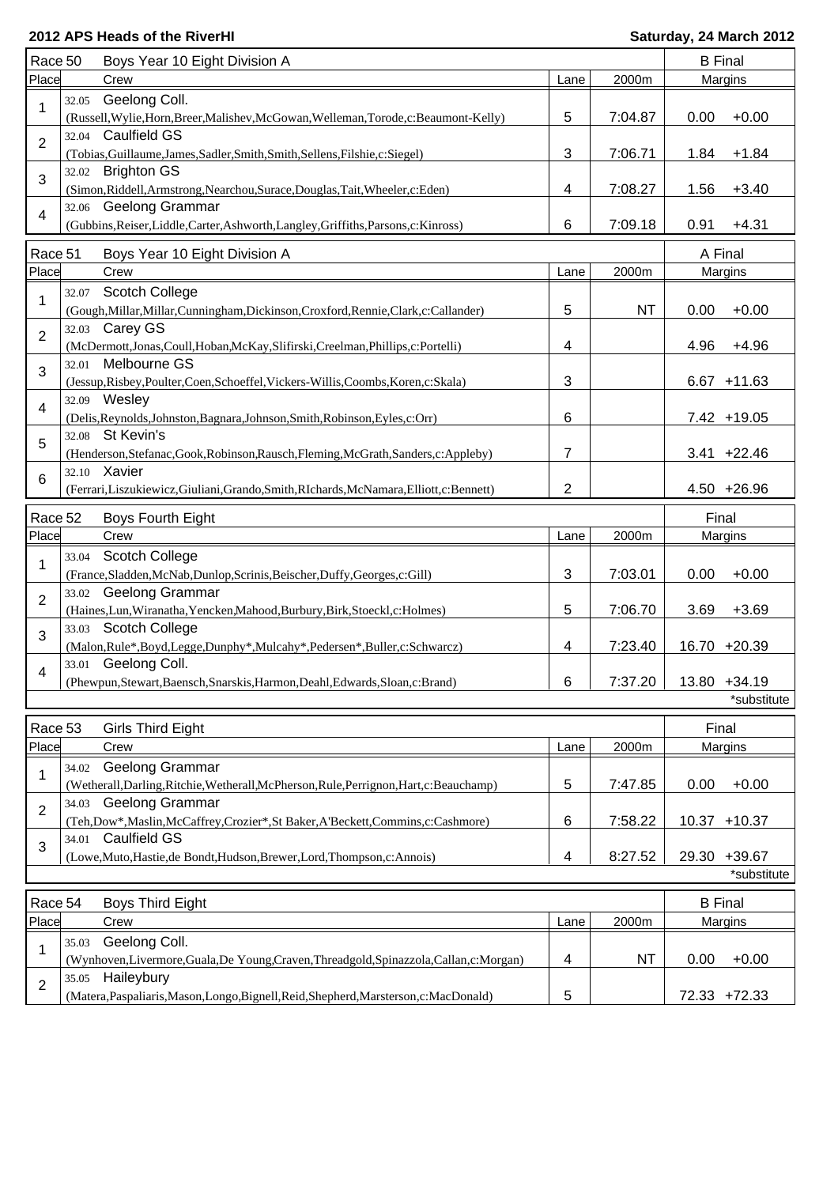**2012 APS Heads of the RiverHI** — **Saturday, 24 March 2012**

| Race 50 | Boys Year 10 Eight Division A | | | B Final | |
|---|---|---|---|---|---|
| Place | Crew | Lane | 2000m | Margins | |
| 1 | 32.05 Geelong Coll.<br>(Russell,Wylie,Horn,Breer,Malishev,McGowan,Welleman,Torode,c:Beaumont-Kelly) | 5 | 7:04.87 | 0.00 | +0.00 |
| 2 | 32.04 Caulfield GS<br>(Tobias,Guillaume,James,Sadler,Smith,Smith,Sellens,Filshie,c:Siegel) | 3 | 7:06.71 | 1.84 | +1.84 |
| 3 | 32.02 Brighton GS<br>(Simon,Riddell,Armstrong,Nearchou,Surace,Douglas,Tait,Wheeler,c:Eden) | 4 | 7:08.27 | 1.56 | +3.40 |
| 4 | 32.06 Geelong Grammar<br>(Gubbins,Reiser,Liddle,Carter,Ashworth,Langley,Griffiths,Parsons,c:Kinross) | 6 | 7:09.18 | 0.91 | +4.31 |

| Race 51 | Boys Year 10 Eight Division A | | | A Final | |
|---|---|---|---|---|---|
| Place | Crew | Lane | 2000m | Margins | |
| 1 | 32.07 Scotch College<br>(Gough,Millar,Millar,Cunningham,Dickinson,Croxford,Rennie,Clark,c:Callander) | 5 | NT | 0.00 | +0.00 |
| 2 | 32.03 Carey GS<br>(McDermott,Jonas,Coull,Hoban,McKay,Slifirski,Creelman,Phillips,c:Portelli) | 4 | | 4.96 | +4.96 |
| 3 | 32.01 Melbourne GS<br>(Jessup,Risbey,Poulter,Coen,Schoeffel,Vickers-Willis,Coombs,Koren,c:Skala) | 3 | | 6.67 | +11.63 |
| 4 | 32.09 Wesley<br>(Delis,Reynolds,Johnston,Bagnara,Johnson,Smith,Robinson,Eyles,c:Orr) | 6 | | 7.42 | +19.05 |
| 5 | 32.08 St Kevin's<br>(Henderson,Stefanac,Gook,Robinson,Rausch,Fleming,McGrath,Sanders,c:Appleby) | 7 | | 3.41 | +22.46 |
| 6 | 32.10 Xavier<br>(Ferrari,Liszukiewicz,Giuliani,Grando,Smith,RIchards,McNamara,Elliott,c:Bennett) | 2 | | 4.50 | +26.96 |

| Race 52 | Boys Fourth Eight | | | Final | |
|---|---|---|---|---|---|
| Place | Crew | Lane | 2000m | Margins | |
| 1 | 33.04 Scotch College<br>(France,Sladden,McNab,Dunlop,Scrinis,Beischer,Duffy,Georges,c:Gill) | 3 | 7:03.01 | 0.00 | +0.00 |
| 2 | 33.02 Geelong Grammar<br>(Haines,Lun,Wiranatha,Yencken,Mahood,Burbury,Birk,Stoeckl,c:Holmes) | 5 | 7:06.70 | 3.69 | +3.69 |
| 3 | 33.03 Scotch College<br>(Malon,Rule*,Boyd,Legge,Dunphy*,Mulcahy*,Pedersen*,Buller,c:Schwarcz) | 4 | 7:23.40 | 16.70 | +20.39 |
| 4 | 33.01 Geelong Coll.<br>(Phewpun,Stewart,Baensch,Snarskis,Harmon,Deahl,Edwards,Sloan,c:Brand) | 6 | 7:37.20 | 13.80 | +34.19 |

*substitute

| Race 53 | Girls Third Eight | | | Final | |
|---|---|---|---|---|---|
| Place | Crew | Lane | 2000m | Margins | |
| 1 | 34.02 Geelong Grammar<br>(Wetherall,Darling,Ritchie,Wetherall,McPherson,Rule,Perrignon,Hart,c:Beauchamp) | 5 | 7:47.85 | 0.00 | +0.00 |
| 2 | 34.03 Geelong Grammar<br>(Teh,Dow*,Maslin,McCaffrey,Crozier*,St Baker,A'Beckett,Commins,c:Cashmore) | 6 | 7:58.22 | 10.37 | +10.37 |
| 3 | 34.01 Caulfield GS<br>(Lowe,Muto,Hastie,de Bondt,Hudson,Brewer,Lord,Thompson,c:Annois) | 4 | 8:27.52 | 29.30 | +39.67 |

*substitute

| Race 54 | Boys Third Eight | | | B Final | |
|---|---|---|---|---|---|
| Place | Crew | Lane | 2000m | Margins | |
| 1 | 35.03 Geelong Coll.<br>(Wynhoven,Livermore,Guala,De Young,Craven,Threadgold,Spinazzola,Callan,c:Morgan) | 4 | NT | 0.00 | +0.00 |
| 2 | 35.05 Haileybury<br>(Matera,Paspaliaris,Mason,Longo,Bignell,Reid,Shepherd,Marsterson,c:MacDonald) | 5 | | 72.33 | +72.33 |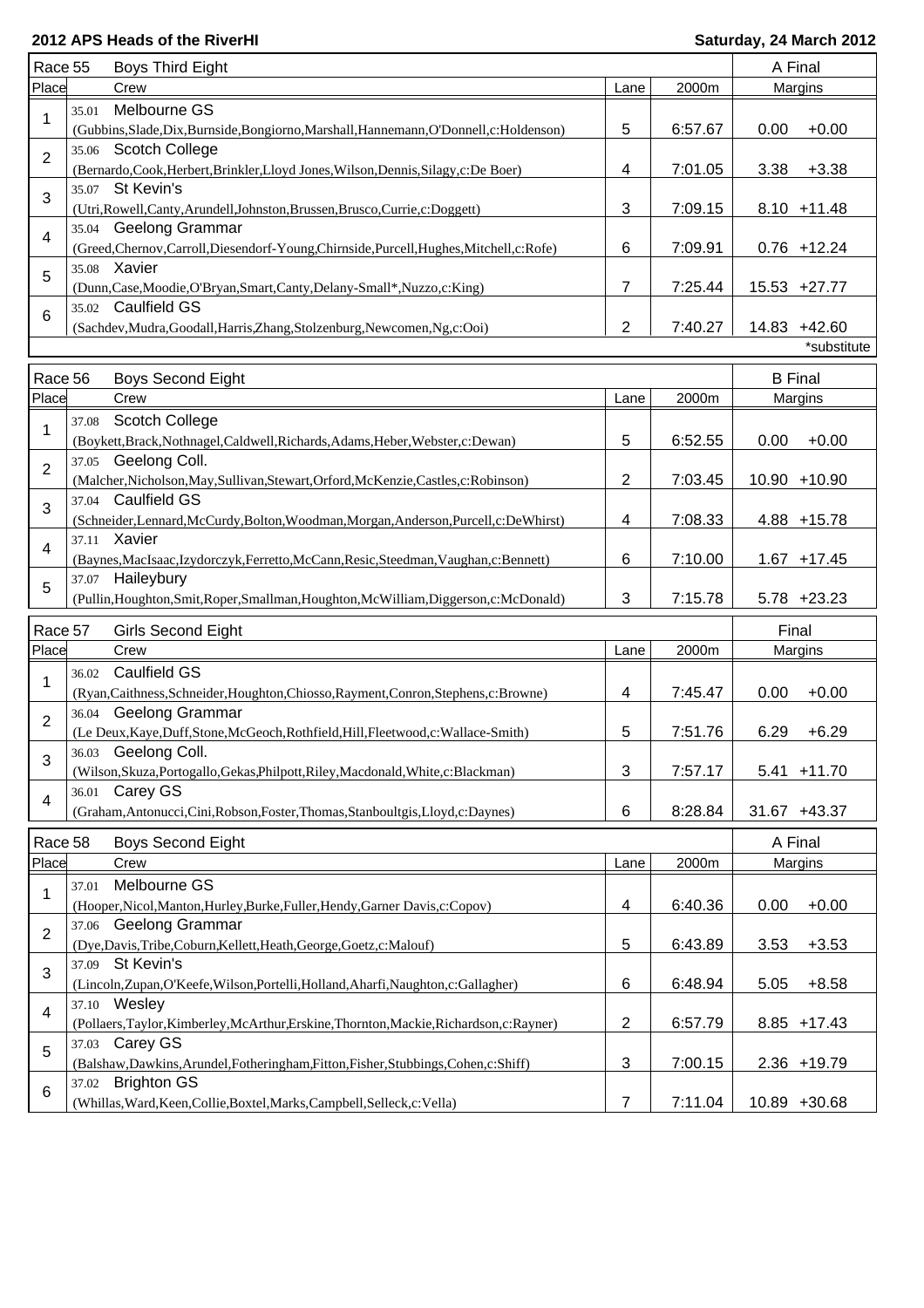**2012 APS Heads of the RiverHI** | **Saturday, 24 March 2012**

| Race 55 | Boys Third Eight | | | A Final |
|---|---|---|---|---|
| Place | Crew | Lane | 2000m | Margins |
| 1 | 35.01 Melbourne GS (Gubbins,Slade,Dix,Burnside,Bongiorno,Marshall,Hannemann,O'Donnell,c:Holdenson) | 5 | 6:57.67 | 0.00 +0.00 |
| 2 | 35.06 Scotch College (Bernardo,Cook,Herbert,Brinkler,Lloyd Jones,Wilson,Dennis,Silagy,c:De Boer) | 4 | 7:01.05 | 3.38 +3.38 |
| 3 | 35.07 St Kevin's (Utri,Rowell,Canty,Arundell,Johnston,Brussen,Brusco,Currie,c:Doggett) | 3 | 7:09.15 | 8.10 +11.48 |
| 4 | 35.04 Geelong Grammar (Greed,Chernov,Carroll,Diesendorf-Young,Chirnside,Purcell,Hughes,Mitchell,c:Rofe) | 6 | 7:09.91 | 0.76 +12.24 |
| 5 | 35.08 Xavier (Dunn,Case,Moodie,O'Bryan,Smart,Canty,Delany-Small*,Nuzzo,c:King) | 7 | 7:25.44 | 15.53 +27.77 |
| 6 | 35.02 Caulfield GS (Sachdev,Mudra,Goodall,Harris,Zhang,Stolzenburg,Newcomen,Ng,c:Ooi) | 2 | 7:40.27 | 14.83 +42.60 |

*substitute

| Race 56 | Boys Second Eight | | | B Final |
|---|---|---|---|---|
| Place | Crew | Lane | 2000m | Margins |
| 1 | 37.08 Scotch College (Boykett,Brack,Nothnagel,Caldwell,Richards,Adams,Heber,Webster,c:Dewan) | 5 | 6:52.55 | 0.00 +0.00 |
| 2 | 37.05 Geelong Coll. (Malcher,Nicholson,May,Sullivan,Stewart,Orford,McKenzie,Castles,c:Robinson) | 2 | 7:03.45 | 10.90 +10.90 |
| 3 | 37.04 Caulfield GS (Schneider,Lennard,McCurdy,Bolton,Woodman,Morgan,Anderson,Purcell,c:DeWhirst) | 4 | 7:08.33 | 4.88 +15.78 |
| 4 | 37.11 Xavier (Baynes,MacIsaac,Izydorczyk,Ferretto,McCann,Resic,Steedman,Vaughan,c:Bennett) | 6 | 7:10.00 | 1.67 +17.45 |
| 5 | 37.07 Haileybury (Pullin,Houghton,Smit,Roper,Smallman,Houghton,McWilliam,Diggerson,c:McDonald) | 3 | 7:15.78 | 5.78 +23.23 |

| Race 57 | Girls Second Eight | | | Final |
|---|---|---|---|---|
| Place | Crew | Lane | 2000m | Margins |
| 1 | 36.02 Caulfield GS (Ryan,Caithness,Schneider,Houghton,Chiosso,Rayment,Conron,Stephens,c:Browne) | 4 | 7:45.47 | 0.00 +0.00 |
| 2 | 36.04 Geelong Grammar (Le Deux,Kaye,Duff,Stone,McGeoch,Rothfield,Hill,Fleetwood,c:Wallace-Smith) | 5 | 7:51.76 | 6.29 +6.29 |
| 3 | 36.03 Geelong Coll. (Wilson,Skuza,Portogallo,Gekas,Philpott,Riley,Macdonald,White,c:Blackman) | 3 | 7:57.17 | 5.41 +11.70 |
| 4 | 36.01 Carey GS (Graham,Antonucci,Cini,Robson,Foster,Thomas,Stanboultgis,Lloyd,c:Daynes) | 6 | 8:28.84 | 31.67 +43.37 |

| Race 58 | Boys Second Eight | | | A Final |
|---|---|---|---|---|
| Place | Crew | Lane | 2000m | Margins |
| 1 | 37.01 Melbourne GS (Hooper,Nicol,Manton,Hurley,Burke,Fuller,Hendy,Garner Davis,c:Copov) | 4 | 6:40.36 | 0.00 +0.00 |
| 2 | 37.06 Geelong Grammar (Dye,Davis,Tribe,Coburn,Kellett,Heath,George,Goetz,c:Malouf) | 5 | 6:43.89 | 3.53 +3.53 |
| 3 | 37.09 St Kevin's (Lincoln,Zupan,O'Keefe,Wilson,Portelli,Holland,Aharfi,Naughton,c:Gallagher) | 6 | 6:48.94 | 5.05 +8.58 |
| 4 | 37.10 Wesley (Pollaers,Taylor,Kimberley,McArthur,Erskine,Thornton,Mackie,Richardson,c:Rayner) | 2 | 6:57.79 | 8.85 +17.43 |
| 5 | 37.03 Carey GS (Balshaw,Dawkins,Arundel,Fotheringham,Fitton,Fisher,Stubbings,Cohen,c:Shiff) | 3 | 7:00.15 | 2.36 +19.79 |
| 6 | 37.02 Brighton GS (Whillas,Ward,Keen,Collie,Boxtel,Marks,Campbell,Selleck,c:Vella) | 7 | 7:11.04 | 10.89 +30.68 |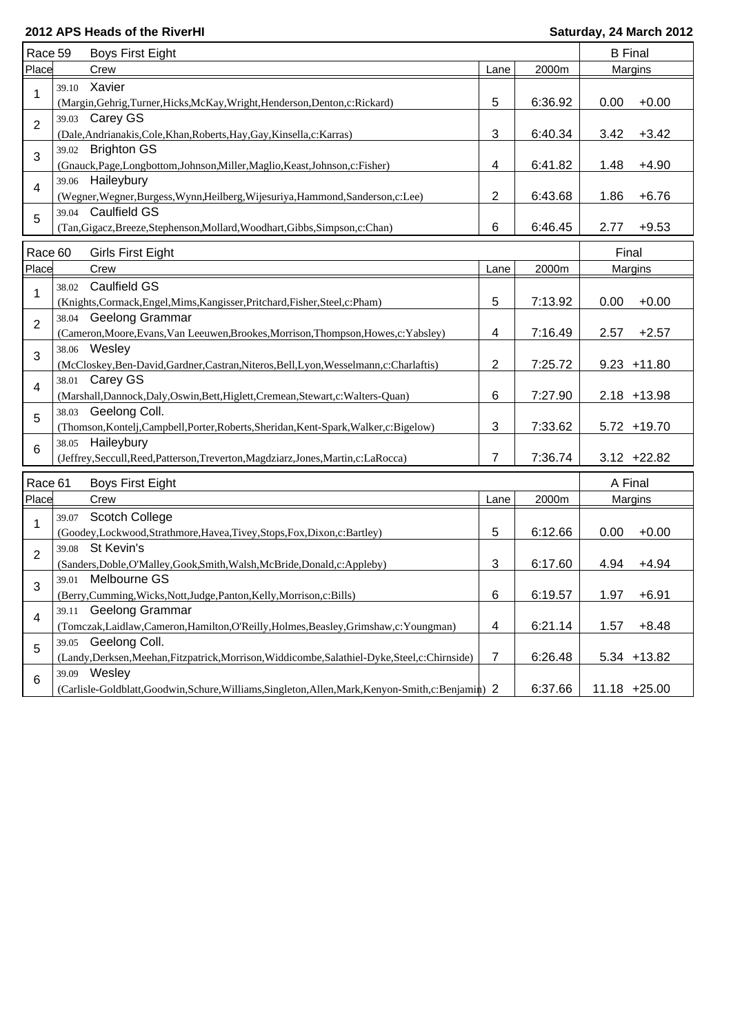**2012 APS Heads of the RiverHI** | **Saturday, 24 March 2012**

| Race 59 | Boys First Eight | | | B Final | |
|---|---|---|---|---|---|
| Place | Crew | Lane | 2000m | Margins | |
| 1 | 39.10 Xavier (Margin,Gehrig,Turner,Hicks,McKay,Wright,Henderson,Denton,c:Rickard) | 5 | 6:36.92 | 0.00 | +0.00 |
| 2 | 39.03 Carey GS (Dale,Andrianakis,Cole,Khan,Roberts,Hay,Gay,Kinsella,c:Karras) | 3 | 6:40.34 | 3.42 | +3.42 |
| 3 | 39.02 Brighton GS (Gnauck,Page,Longbottom,Johnson,Miller,Maglio,Keast,Johnson,c:Fisher) | 4 | 6:41.82 | 1.48 | +4.90 |
| 4 | 39.06 Haileybury (Wegner,Wegner,Burgess,Wynn,Heilberg,Wijesuriya,Hammond,Sanderson,c:Lee) | 2 | 6:43.68 | 1.86 | +6.76 |
| 5 | 39.04 Caulfield GS (Tan,Gigacz,Breeze,Stephenson,Mollard,Woodhart,Gibbs,Simpson,c:Chan) | 6 | 6:46.45 | 2.77 | +9.53 |

| Race 60 | Girls First Eight | | | Final | |
|---|---|---|---|---|---|
| Place | Crew | Lane | 2000m | Margins | |
| 1 | 38.02 Caulfield GS (Knights,Cormack,Engel,Mims,Kangisser,Pritchard,Fisher,Steel,c:Pham) | 5 | 7:13.92 | 0.00 | +0.00 |
| 2 | 38.04 Geelong Grammar (Cameron,Moore,Evans,Van Leeuwen,Brookes,Morrison,Thompson,Howes,c:Yabsley) | 4 | 7:16.49 | 2.57 | +2.57 |
| 3 | 38.06 Wesley (McCloskey,Ben-David,Gardner,Castran,Niteros,Bell,Lyon,Wesselmann,c:Charlaftis) | 2 | 7:25.72 | 9.23 | +11.80 |
| 4 | 38.01 Carey GS (Marshall,Dannock,Daly,Oswin,Bett,Higlett,Cremean,Stewart,c:Walters-Quan) | 6 | 7:27.90 | 2.18 | +13.98 |
| 5 | 38.03 Geelong Coll. (Thomson,Kontelj,Campbell,Porter,Roberts,Sheridan,Kent-Spark,Walker,c:Bigelow) | 3 | 7:33.62 | 5.72 | +19.70 |
| 6 | 38.05 Haileybury (Jeffrey,Seccull,Reed,Patterson,Treverton,Magdziarz,Jones,Martin,c:LaRocca) | 7 | 7:36.74 | 3.12 | +22.82 |

| Race 61 | Boys First Eight | | | A Final | |
|---|---|---|---|---|---|
| Place | Crew | Lane | 2000m | Margins | |
| 1 | 39.07 Scotch College (Goodey,Lockwood,Strathmore,Havea,Tivey,Stops,Fox,Dixon,c:Bartley) | 5 | 6:12.66 | 0.00 | +0.00 |
| 2 | 39.08 St Kevin's (Sanders,Doble,O'Malley,Gook,Smith,Walsh,McBride,Donald,c:Appleby) | 3 | 6:17.60 | 4.94 | +4.94 |
| 3 | 39.01 Melbourne GS (Berry,Cumming,Wicks,Nott,Judge,Panton,Kelly,Morrison,c:Bills) | 6 | 6:19.57 | 1.97 | +6.91 |
| 4 | 39.11 Geelong Grammar (Tomczak,Laidlaw,Cameron,Hamilton,O'Reilly,Holmes,Beasley,Grimshaw,c:Youngman) | 4 | 6:21.14 | 1.57 | +8.48 |
| 5 | 39.05 Geelong Coll. (Landy,Derksen,Meehan,Fitzpatrick,Morrison,Widdicombe,Salathiel-Dyke,Steel,c:Chirnside) | 7 | 6:26.48 | 5.34 | +13.82 |
| 6 | 39.09 Wesley (Carlisle-Goldblatt,Goodwin,Schure,Williams,Singleton,Allen,Mark,Kenyon-Smith,c:Benjamin) | 2 | 6:37.66 | 11.18 | +25.00 |